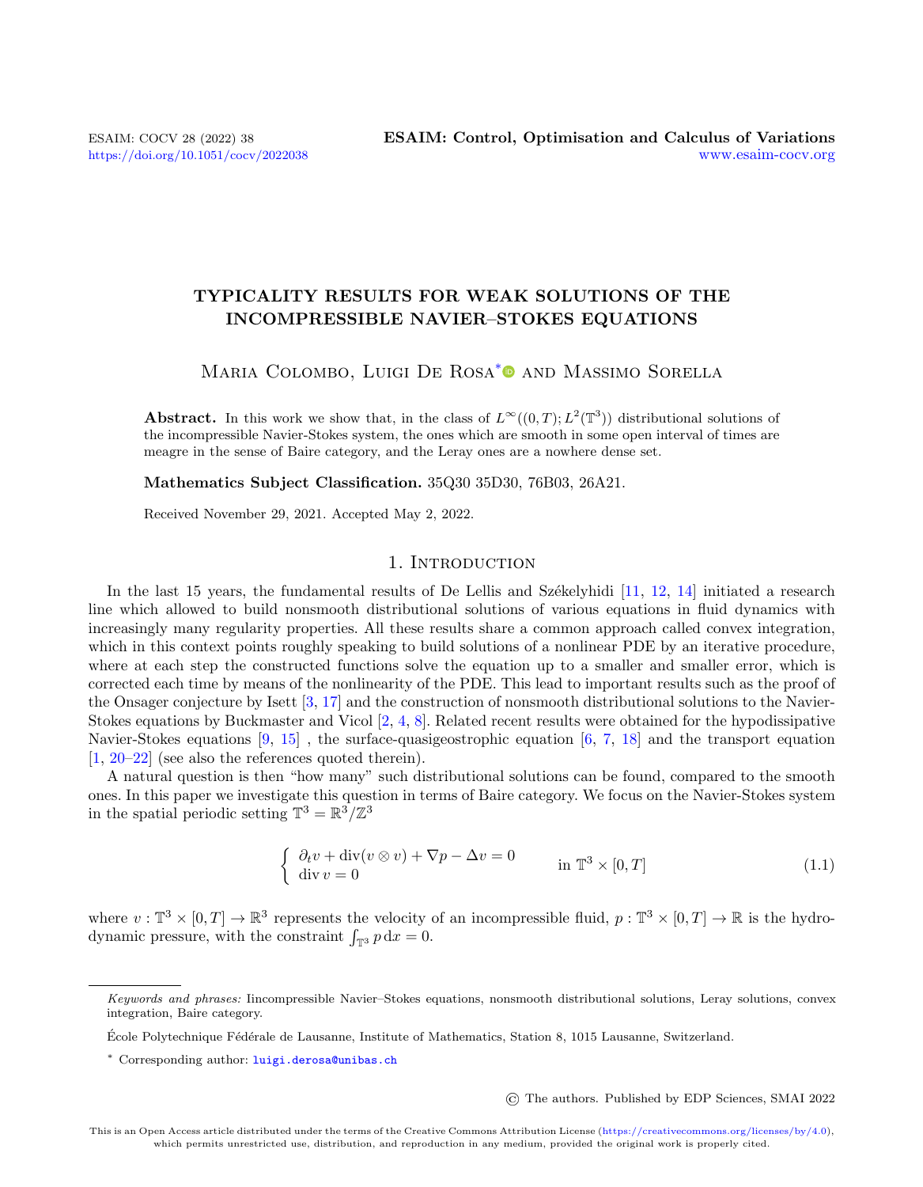# TYPICALITY RESULTS FOR WEAK SOLUTIONS OF THE INCOMPRESSIBLE NAVIER–STOKES EQUATIONS

Maria Colombo, Luigi De Rosa* and Massimo Sorella

**Abstract.** In this work we show that, in the class of $L^\infty((0,T);L^2(\mathbb{T}^3))$ distributional solutions of the incompressible Navier-Stokes system, the ones which are smooth in some open interval of times are meagre in the sense of Baire category, and the Leray ones are a nowhere dense set.

**Mathematics Subject Classification.** 35Q30 35D30, 76B03, 26A21.

Received November 29, 2021. Accepted May 2, 2022.

## 1. Introduction

In the last 15 years, the fundamental results of De Lellis and Székelyhidi [11, 12, 14] initiated a research line which allowed to build nonsmooth distributional solutions of various equations in fluid dynamics with increasingly many regularity properties. All these results share a common approach called convex integration, which in this context points roughly speaking to build solutions of a nonlinear PDE by an iterative procedure, where at each step the constructed functions solve the equation up to a smaller and smaller error, which is corrected each time by means of the nonlinearity of the PDE. This lead to important results such as the proof of the Onsager conjecture by Isett [3, 17] and the construction of nonsmooth distributional solutions to the Navier-Stokes equations by Buckmaster and Vicol [2, 4, 8]. Related recent results were obtained for the hypodissipative Navier-Stokes equations [9, 15] , the surface-quasigeostrophic equation [6, 7, 18] and the transport equation [1, 20–22] (see also the references quoted therein).

A natural question is then "how many" such distributional solutions can be found, compared to the smooth ones. In this paper we investigate this question in terms of Baire category. We focus on the Navier-Stokes system in the spatial periodic setting $\mathbb{T}^3 = \mathbb{R}^3/\mathbb{Z}^3$

$$
\begin{cases} \partial_t v + \operatorname{div}(v \otimes v) + \nabla p - \Delta v = 0 \\ \operatorname{div} v = 0 \end{cases} \qquad \text{in } \mathbb{T}^3 \times [0,T] \tag{1.1}
$$

where $v : \mathbb{T}^3 \times [0,T] \to \mathbb{R}^3$ represents the velocity of an incompressible fluid, $p : \mathbb{T}^3 \times [0,T] \to \mathbb{R}$ is the hydrodynamic pressure, with the constraint $\int_{\mathbb{T}^3} p \, \mathrm{d}x = 0$.

---

*Keywords and phrases:* Iincompressible Navier–Stokes equations, nonsmooth distributional solutions, Leray solutions, convex integration, Baire category.

École Polytechnique Fédérale de Lausanne, Institute of Mathematics, Station 8, 1015 Lausanne, Switzerland.

\* Corresponding author: luigi.derosa@unibas.ch

© The authors. Published by EDP Sciences, SMAI 2022

This is an Open Access article distributed under the terms of the Creative Commons Attribution License (https://creativecommons.org/licenses/by/4.0), which permits unrestricted use, distribution, and reproduction in any medium, provided the original work is properly cited.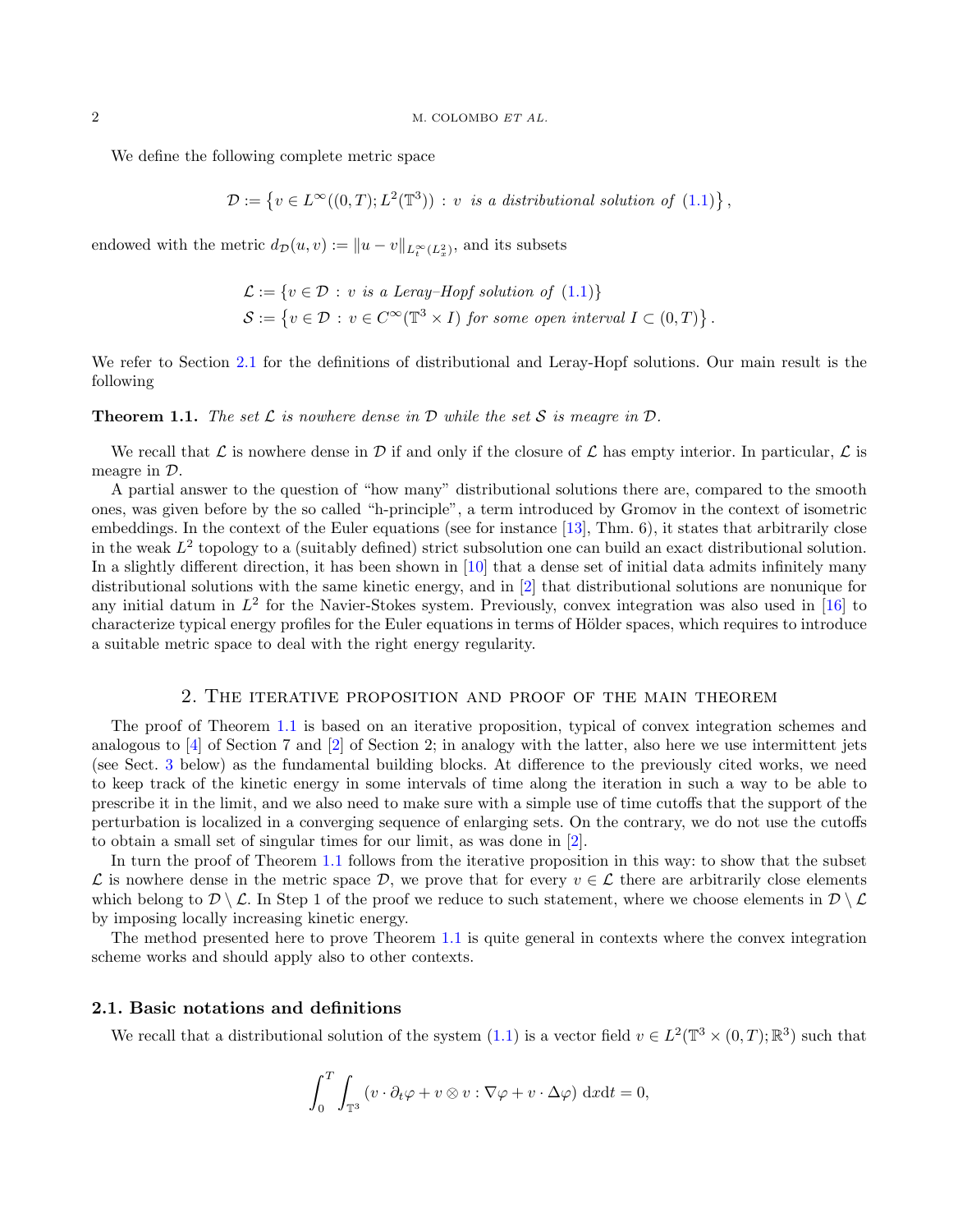We define the following complete metric space

$$\mathcal{D} := \left\{ v \in L^\infty((0,T); L^2(\mathbb{T}^3)) \, : \, v \text{ is a distributional solution of (1.1)} \right\},$$

endowed with the metric $d_{\mathcal{D}}(u,v) := \|u - v\|_{L^\infty_t(L^2_x)}$, and its subsets

$$\mathcal{L} := \{ v \in \mathcal{D} \, : \, v \text{ is a Leray–Hopf solution of (1.1)} \}$$
$$\mathcal{S} := \left\{ v \in \mathcal{D} \, : \, v \in C^\infty(\mathbb{T}^3 \times I) \text{ for some open interval } I \subset (0,T) \right\}.$$

We refer to Section 2.1 for the definitions of distributional and Leray-Hopf solutions. Our main result is the following

**Theorem 1.1.** *The set $\mathcal{L}$ is nowhere dense in $\mathcal{D}$ while the set $\mathcal{S}$ is meagre in $\mathcal{D}$.*

We recall that $\mathcal{L}$ is nowhere dense in $\mathcal{D}$ if and only if the closure of $\mathcal{L}$ has empty interior. In particular, $\mathcal{L}$ is meagre in $\mathcal{D}$.

A partial answer to the question of "how many" distributional solutions there are, compared to the smooth ones, was given before by the so called "h-principle", a term introduced by Gromov in the context of isometric embeddings. In the context of the Euler equations (see for instance [13], Thm. 6), it states that arbitrarily close in the weak $L^2$ topology to a (suitably defined) strict subsolution one can build an exact distributional solution. In a slightly different direction, it has been shown in [10] that a dense set of initial data admits infinitely many distributional solutions with the same kinetic energy, and in [2] that distributional solutions are nonunique for any initial datum in $L^2$ for the Navier-Stokes system. Previously, convex integration was also used in [16] to characterize typical energy profiles for the Euler equations in terms of Hölder spaces, which requires to introduce a suitable metric space to deal with the right energy regularity.

## 2. The iterative proposition and proof of the main theorem

The proof of Theorem 1.1 is based on an iterative proposition, typical of convex integration schemes and analogous to [4] of Section 7 and [2] of Section 2; in analogy with the latter, also here we use intermittent jets (see Sect. 3 below) as the fundamental building blocks. At difference to the previously cited works, we need to keep track of the kinetic energy in some intervals of time along the iteration in such a way to be able to prescribe it in the limit, and we also need to make sure with a simple use of time cutoffs that the support of the perturbation is localized in a converging sequence of enlarging sets. On the contrary, we do not use the cutoffs to obtain a small set of singular times for our limit, as was done in [2].

In turn the proof of Theorem 1.1 follows from the iterative proposition in this way: to show that the subset $\mathcal{L}$ is nowhere dense in the metric space $\mathcal{D}$, we prove that for every $v \in \mathcal{L}$ there are arbitrarily close elements which belong to $\mathcal{D} \setminus \mathcal{L}$. In Step 1 of the proof we reduce to such statement, where we choose elements in $\mathcal{D} \setminus \mathcal{L}$ by imposing locally increasing kinetic energy.

The method presented here to prove Theorem 1.1 is quite general in contexts where the convex integration scheme works and should apply also to other contexts.

### 2.1. Basic notations and definitions

We recall that a distributional solution of the system (1.1) is a vector field $v \in L^2(\mathbb{T}^3 \times (0,T); \mathbb{R}^3)$ such that

$$\int_0^T \int_{\mathbb{T}^3} (v \cdot \partial_t \varphi + v \otimes v : \nabla \varphi + v \cdot \Delta \varphi) \, \mathrm{d}x \mathrm{d}t = 0,$$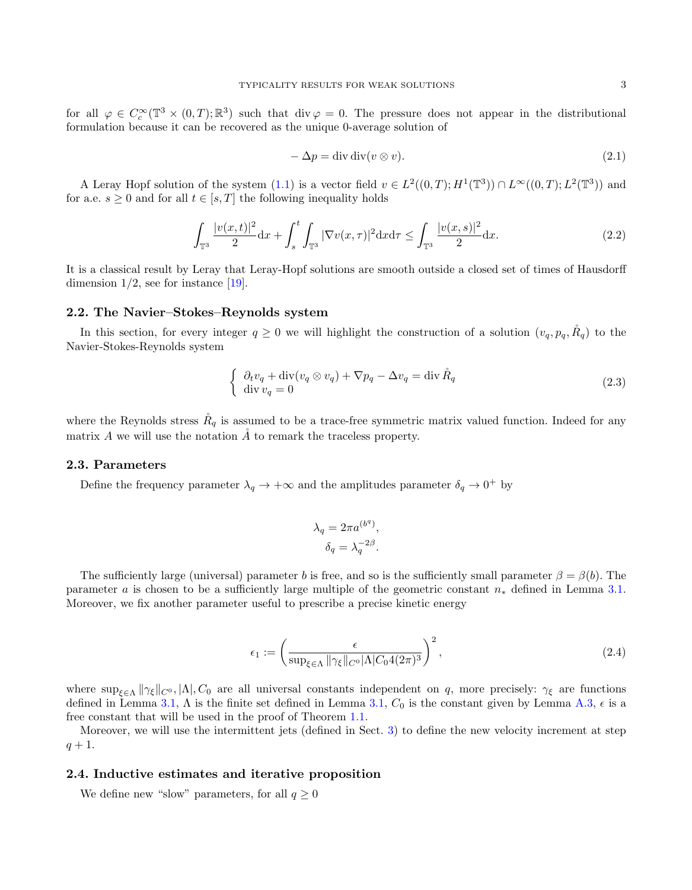for all $\varphi \in C_c^\infty(\mathbb{T}^3 \times (0,T); \mathbb{R}^3)$ such that $\operatorname{div} \varphi = 0$. The pressure does not appear in the distributional formulation because it can be recovered as the unique 0-average solution of

$$
-\Delta p = \operatorname{div} \operatorname{div}(v \otimes v). \tag{2.1}
$$

A Leray Hopf solution of the system (1.1) is a vector field $v \in L^2((0,T); H^1(\mathbb{T}^3)) \cap L^\infty((0,T); L^2(\mathbb{T}^3))$ and for a.e. $s \geq 0$ and for all $t \in [s,T]$ the following inequality holds

$$
\int_{\mathbb{T}^3} \frac{|v(x,t)|^2}{2} \mathrm{d}x + \int_s^t \int_{\mathbb{T}^3} |\nabla v(x,\tau)|^2 \mathrm{d}x \mathrm{d}\tau \leq \int_{\mathbb{T}^3} \frac{|v(x,s)|^2}{2} \mathrm{d}x. \tag{2.2}
$$

It is a classical result by Leray that Leray-Hopf solutions are smooth outside a closed set of times of Hausdorff dimension $1/2$, see for instance [19].

## 2.2. The Navier–Stokes–Reynolds system

In this section, for every integer $q \geq 0$ we will highlight the construction of a solution $(v_q, p_q, \mathring{R}_q)$ to the Navier-Stokes-Reynolds system

$$
\begin{cases} \partial_t v_q + \operatorname{div}(v_q \otimes v_q) + \nabla p_q - \Delta v_q = \operatorname{div} \mathring{R}_q \\ \operatorname{div} v_q = 0 \end{cases} \tag{2.3}
$$

where the Reynolds stress $\mathring{R}_q$ is assumed to be a trace-free symmetric matrix valued function. Indeed for any matrix $A$ we will use the notation $\mathring{A}$ to remark the traceless property.

## 2.3. Parameters

Define the frequency parameter $\lambda_q \to +\infty$ and the amplitudes parameter $\delta_q \to 0^+$ by

$$
\lambda_q = 2\pi a^{(b^q)},
$$

$$
\delta_q = \lambda_q^{-2\beta}.
$$

The sufficiently large (universal) parameter $b$ is free, and so is the sufficiently small parameter $\beta = \beta(b)$. The parameter $a$ is chosen to be a sufficiently large multiple of the geometric constant $n_*$ defined in Lemma 3.1. Moreover, we fix another parameter useful to prescribe a precise kinetic energy

$$
\epsilon_1 := \left( \frac{\epsilon}{\sup_{\xi \in \Lambda} \|\gamma_\xi\|_{C^0} |\Lambda| C_0 4 (2\pi)^3} \right)^2, \tag{2.4}
$$

where $\sup_{\xi \in \Lambda} \|\gamma_\xi\|_{C^0}, |\Lambda|, C_0$ are all universal constants independent on $q$, more precisely: $\gamma_\xi$ are functions defined in Lemma 3.1, $\Lambda$ is the finite set defined in Lemma 3.1, $C_0$ is the constant given by Lemma A.3, $\epsilon$ is a free constant that will be used in the proof of Theorem 1.1.

Moreover, we will use the intermittent jets (defined in Sect. 3) to define the new velocity increment at step $q+1$.

## 2.4. Inductive estimates and iterative proposition

We define new "slow" parameters, for all $q \geq 0$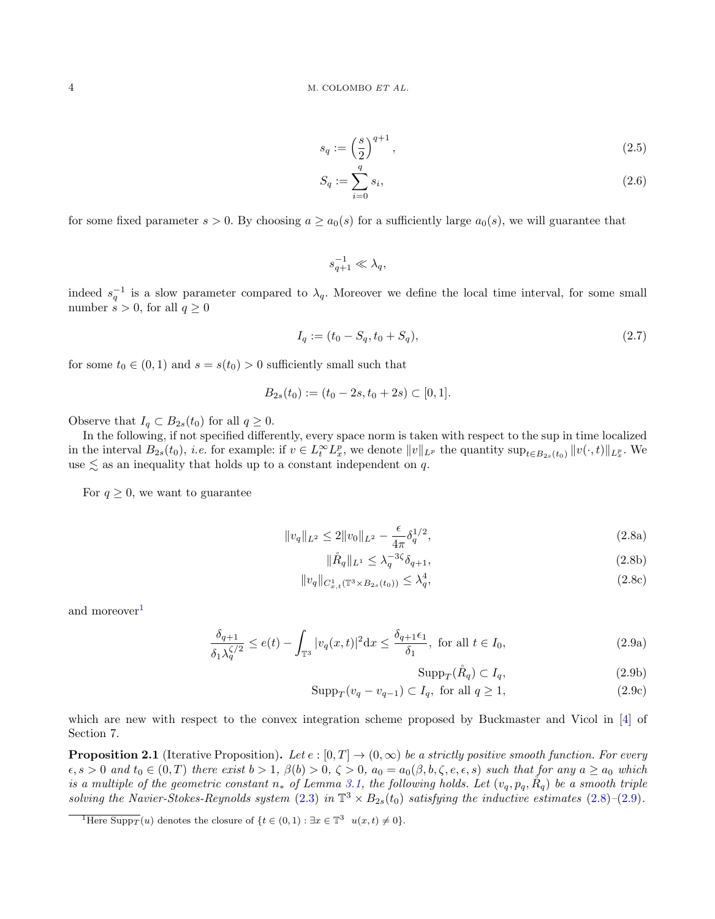$$s_q := \left(\frac{s}{2}\right)^{q+1}, \tag{2.5}$$

$$S_q := \sum_{i=0}^{q} s_i, \tag{2.6}$$

for some fixed parameter $s > 0$. By choosing $a \geq a_0(s)$ for a sufficiently large $a_0(s)$, we will guarantee that

$$s_{q+1}^{-1} \ll \lambda_q,$$

indeed $s_q^{-1}$ is a slow parameter compared to $\lambda_q$. Moreover we define the local time interval, for some small number $s > 0$, for all $q \geq 0$

$$I_q := (t_0 - S_q, t_0 + S_q), \tag{2.7}$$

for some $t_0 \in (0,1)$ and $s = s(t_0) > 0$ sufficiently small such that

$$B_{2s}(t_0) := (t_0 - 2s, t_0 + 2s) \subset [0,1].$$

Observe that $I_q \subset B_{2s}(t_0)$ for all $q \geq 0$.

In the following, if not specified differently, every space norm is taken with respect to the sup in time localized in the interval $B_{2s}(t_0)$, *i.e.* for example: if $v \in L_t^\infty L_x^p$, we denote $\|v\|_{L^p}$ the quantity $\sup_{t \in B_{2s}(t_0)} \|v(\cdot,t)\|_{L_x^p}$. We use $\lesssim$ as an inequality that holds up to a constant independent on $q$.

For $q \geq 0$, we want to guarantee

$$\|v_q\|_{L^2} \leq 2\|v_0\|_{L^2} - \frac{\epsilon}{4\pi}\delta_q^{1/2}, \tag{2.8a}$$

$$\|\mathring{R}_q\|_{L^1} \leq \lambda_q^{-3\zeta}\delta_{q+1}, \tag{2.8b}$$

$$\|v_q\|_{C^1_{x,t}(\mathbb{T}^3 \times B_{2s}(t_0))} \leq \lambda_q^4, \tag{2.8c}$$

and moreover[1]

$$\frac{\delta_{q+1}}{\delta_1 \lambda_q^{\zeta/2}} \leq e(t) - \int_{\mathbb{T}^3} |v_q(x,t)|^2 \mathrm{d}x \leq \frac{\delta_{q+1}\epsilon_1}{\delta_1}, \text{ for all } t \in I_0, \tag{2.9a}$$

$$\mathrm{Supp}_T(\mathring{R}_q) \subset I_q, \tag{2.9b}$$

$$\mathrm{Supp}_T(v_q - v_{q-1}) \subset I_q, \text{ for all } q \geq 1, \tag{2.9c}$$

which are new with respect to the convex integration scheme proposed by Buckmaster and Vicol in [4] of Section 7.

**Proposition 2.1** (Iterative Proposition)**.** *Let $e : [0,T] \to (0,\infty)$ be a strictly positive smooth function. For every $\epsilon, s > 0$ and $t_0 \in (0,T)$ there exist $b > 1$, $\beta(b) > 0$, $\zeta > 0$, $a_0 = a_0(\beta, b, \zeta, e, \epsilon, s)$ such that for any $a \geq a_0$ which is a multiple of the geometric constant $n_*$ of Lemma 3.1, the following holds. Let $(v_q, p_q, \mathring{R}_q)$ be a smooth triple solving the Navier-Stokes-Reynolds system (2.3) in $\mathbb{T}^3 \times B_{2s}(t_0)$ satisfying the inductive estimates (2.8)–(2.9).*

[1] Here $\mathrm{Supp}_T(u)$ denotes the closure of $\{t \in (0,1) : \exists x \in \mathbb{T}^3 \ \ u(x,t) \neq 0\}$.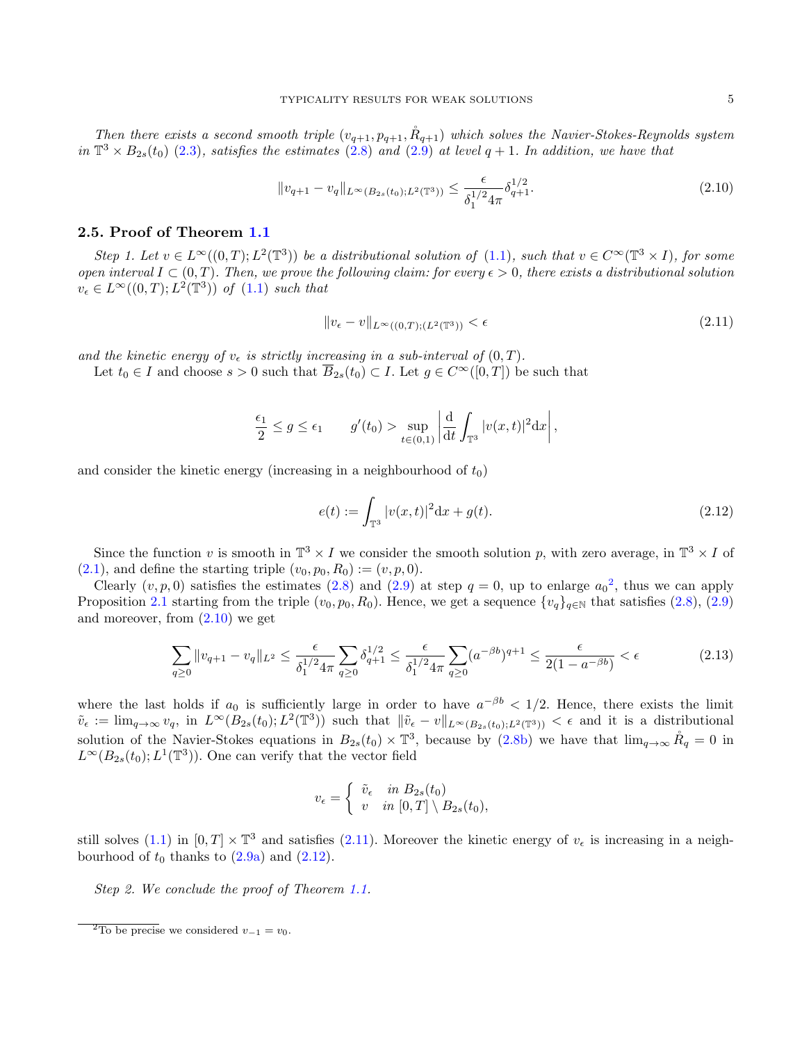*Then there exists a second smooth triple $(v_{q+1}, p_{q+1}, \mathring{R}_{q+1})$ which solves the Navier-Stokes-Reynolds system in $\mathbb{T}^3 \times B_{2s}(t_0)$ (2.3), satisfies the estimates (2.8) and (2.9) at level $q+1$. In addition, we have that*

$$\|v_{q+1} - v_q\|_{L^\infty(B_{2s}(t_0);L^2(\mathbb{T}^3))} \leq \frac{\epsilon}{\delta_1^{1/2} 4\pi} \delta_{q+1}^{1/2}. \tag{2.10}$$

### 2.5. Proof of Theorem 1.1

*Step 1. Let $v \in L^\infty((0,T); L^2(\mathbb{T}^3))$ be a distributional solution of (1.1), such that $v \in C^\infty(\mathbb{T}^3 \times I)$, for some open interval $I \subset (0,T)$. Then, we prove the following claim: for every $\epsilon > 0$, there exists a distributional solution $v_\epsilon \in L^\infty((0,T); L^2(\mathbb{T}^3))$ of (1.1) such that*

$$\|v_\epsilon - v\|_{L^\infty((0,T);(L^2(\mathbb{T}^3))} < \epsilon \tag{2.11}$$

*and the kinetic energy of $v_\epsilon$ is strictly increasing in a sub-interval of $(0,T)$.*

Let $t_0 \in I$ and choose $s > 0$ such that $\overline{B}_{2s}(t_0) \subset I$. Let $g \in C^\infty([0,T])$ be such that

$$\frac{\epsilon_1}{2} \leq g \leq \epsilon_1 \qquad g'(t_0) > \sup_{t \in (0,1)} \left| \frac{\mathrm{d}}{\mathrm{d}t} \int_{\mathbb{T}^3} |v(x,t)|^2 \mathrm{d}x \right|,$$

and consider the kinetic energy (increasing in a neighbourhood of $t_0$)

$$e(t) := \int_{\mathbb{T}^3} |v(x,t)|^2 \mathrm{d}x + g(t). \tag{2.12}$$

Since the function $v$ is smooth in $\mathbb{T}^3 \times I$ we consider the smooth solution $p$, with zero average, in $\mathbb{T}^3 \times I$ of (2.1), and define the starting triple $(v_0, p_0, R_0) := (v, p, 0)$.

Clearly $(v, p, 0)$ satisfies the estimates (2.8) and (2.9) at step $q = 0$, up to enlarge $a_0$[2], thus we can apply Proposition 2.1 starting from the triple $(v_0, p_0, R_0)$. Hence, we get a sequence $\{v_q\}_{q\in\mathbb{N}}$ that satisfies (2.8), (2.9) and moreover, from (2.10) we get

$$\sum_{q\geq 0} \|v_{q+1} - v_q\|_{L^2} \leq \frac{\epsilon}{\delta_1^{1/2} 4\pi} \sum_{q \geq 0} \delta_{q+1}^{1/2} \leq \frac{\epsilon}{\delta_1^{1/2} 4\pi} \sum_{q\geq 0} (a^{-\beta b})^{q+1} \leq \frac{\epsilon}{2(1 - a^{-\beta b})} < \epsilon \tag{2.13}$$

where the last holds if $a_0$ is sufficiently large in order to have $a^{-\beta b} < 1/2$. Hence, there exists the limit $\tilde{v}_\epsilon := \lim_{q\to\infty} v_q$, in $L^\infty(B_{2s}(t_0); L^2(\mathbb{T}^3))$ such that $\|\tilde{v}_\epsilon - v\|_{L^\infty(B_{2s}(t_0);L^2(\mathbb{T}^3))} < \epsilon$ and it is a distributional solution of the Navier-Stokes equations in $B_{2s}(t_0) \times \mathbb{T}^3$, because by (2.8b) we have that $\lim_{q\to\infty} \mathring{R}_q = 0$ in $L^\infty(B_{2s}(t_0); L^1(\mathbb{T}^3))$. One can verify that the vector field

$$v_\epsilon = \begin{cases} \tilde{v}_\epsilon & \text{in } B_{2s}(t_0) \\ v & \text{in } [0,T] \setminus B_{2s}(t_0), \end{cases}$$

still solves (1.1) in $[0,T] \times \mathbb{T}^3$ and satisfies (2.11). Moreover the kinetic energy of $v_\epsilon$ is increasing in a neighbourhood of $t_0$ thanks to (2.9a) and (2.12).

*Step 2. We conclude the proof of Theorem 1.1.*

[2] To be precise we considered $v_{-1} = v_0$.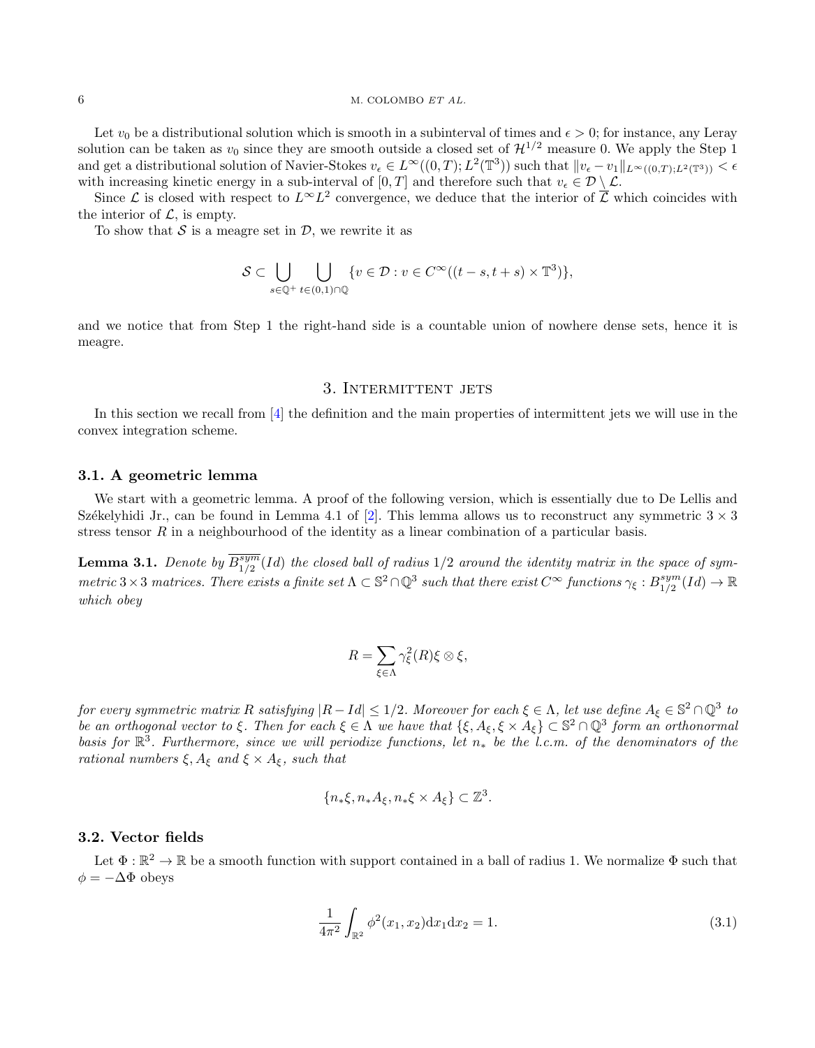Let $v_0$ be a distributional solution which is smooth in a subinterval of times and $\epsilon > 0$; for instance, any Leray solution can be taken as $v_0$ since they are smooth outside a closed set of $\mathcal{H}^{1/2}$ measure 0. We apply the Step 1 and get a distributional solution of Navier-Stokes $v_\epsilon \in L^\infty((0,T); L^2(\mathbb{T}^3))$ such that $\|v_\epsilon - v_1\|_{L^\infty((0,T);L^2(\mathbb{T}^3))} < \epsilon$ with increasing kinetic energy in a sub-interval of $[0,T]$ and therefore such that $v_\epsilon \in \mathcal{D} \setminus \mathcal{L}$.

Since $\mathcal{L}$ is closed with respect to $L^\infty L^2$ convergence, we deduce that the interior of $\overline{\mathcal{L}}$ which coincides with the interior of $\mathcal{L}$, is empty.

To show that $\mathcal{S}$ is a meagre set in $\mathcal{D}$, we rewrite it as

$$\mathcal{S} \subset \bigcup_{s \in \mathbb{Q}^+} \bigcup_{t \in (0,1) \cap \mathbb{Q}} \{v \in \mathcal{D} : v \in C^\infty((t-s, t+s) \times \mathbb{T}^3)\},$$

and we notice that from Step 1 the right-hand side is a countable union of nowhere dense sets, hence it is meagre.

## 3. Intermittent jets

In this section we recall from [4] the definition and the main properties of intermittent jets we will use in the convex integration scheme.

### 3.1. A geometric lemma

We start with a geometric lemma. A proof of the following version, which is essentially due to De Lellis and Székelyhidi Jr., can be found in Lemma 4.1 of [2]. This lemma allows us to reconstruct any symmetric $3 \times 3$ stress tensor $R$ in a neighbourhood of the identity as a linear combination of a particular basis.

**Lemma 3.1.** *Denote by $\overline{B^{sym}_{1/2}}(Id)$ the closed ball of radius $1/2$ around the identity matrix in the space of symmetric $3 \times 3$ matrices. There exists a finite set $\Lambda \subset \mathbb{S}^2 \cap \mathbb{Q}^3$ such that there exist $C^\infty$ functions $\gamma_\xi : B^{sym}_{1/2}(Id) \to \mathbb{R}$ which obey*

$$R = \sum_{\xi \in \Lambda} \gamma_\xi^2(R) \xi \otimes \xi,$$

*for every symmetric matrix $R$ satisfying $|R - Id| \leq 1/2$. Moreover for each $\xi \in \Lambda$, let use define $A_\xi \in \mathbb{S}^2 \cap \mathbb{Q}^3$ to be an orthogonal vector to $\xi$. Then for each $\xi \in \Lambda$ we have that $\{\xi, A_\xi, \xi \times A_\xi\} \subset \mathbb{S}^2 \cap \mathbb{Q}^3$ form an orthonormal basis for $\mathbb{R}^3$. Furthermore, since we will periodize functions, let $n_*$ be the l.c.m. of the denominators of the rational numbers $\xi, A_\xi$ and $\xi \times A_\xi$, such that*

$$\{n_* \xi, n_* A_\xi, n_* \xi \times A_\xi\} \subset \mathbb{Z}^3.$$

### 3.2. Vector fields

Let $\Phi : \mathbb{R}^2 \to \mathbb{R}$ be a smooth function with support contained in a ball of radius 1. We normalize $\Phi$ such that $\phi = -\Delta \Phi$ obeys

$$\frac{1}{4\pi^2} \int_{\mathbb{R}^2} \phi^2(x_1, x_2) \mathrm{d}x_1 \mathrm{d}x_2 = 1. \tag{3.1}$$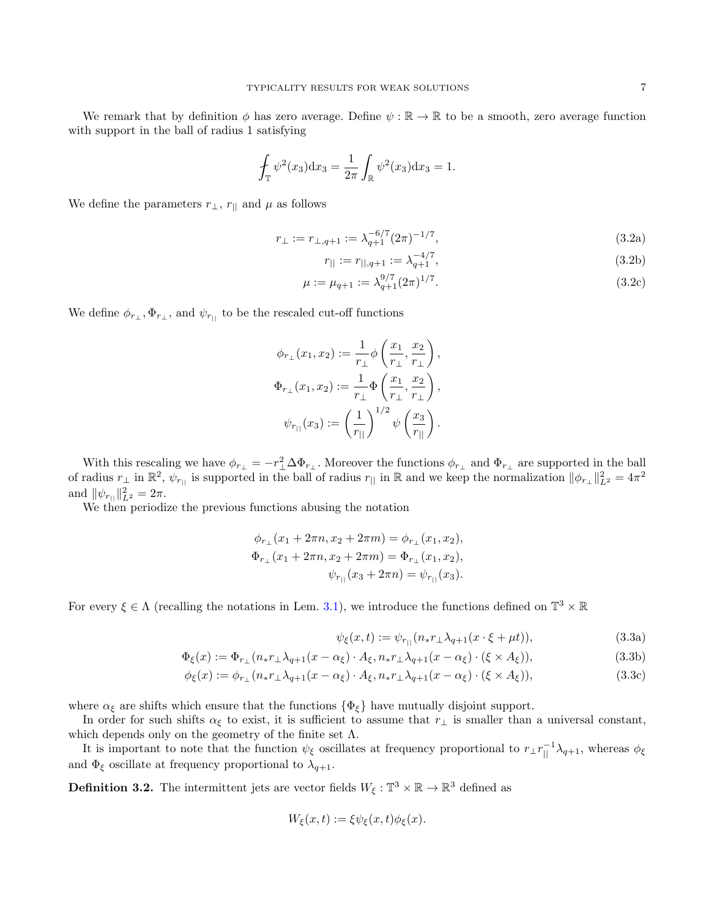We remark that by definition $\phi$ has zero average. Define $\psi : \mathbb{R} \to \mathbb{R}$ to be a smooth, zero average function with support in the ball of radius 1 satisfying

$$\fint_{\mathbb{T}} \psi^2(x_3)\mathrm{d}x_3 = \frac{1}{2\pi}\int_{\mathbb{R}} \psi^2(x_3)\mathrm{d}x_3 = 1.$$

We define the parameters $r_\perp$, $r_{||}$ and $\mu$ as follows

$$r_\perp := r_{\perp,q+1} := \lambda_{q+1}^{-6/7}(2\pi)^{-1/7}, \tag{3.2a}$$

$$r_{||} := r_{||,q+1} := \lambda_{q+1}^{-4/7}, \tag{3.2b}$$

$$\mu := \mu_{q+1} := \lambda_{q+1}^{9/7}(2\pi)^{1/7}. \tag{3.2c}$$

We define $\phi_{r_\perp}, \Phi_{r_\perp}$, and $\psi_{r_{||}}$ to be the rescaled cut-off functions

$$\phi_{r_\perp}(x_1, x_2) := \frac{1}{r_\perp}\phi\left(\frac{x_1}{r_\perp}, \frac{x_2}{r_\perp}\right),$$

$$\Phi_{r_\perp}(x_1, x_2) := \frac{1}{r_\perp}\Phi\left(\frac{x_1}{r_\perp}, \frac{x_2}{r_\perp}\right),$$

$$\psi_{r_{||}}(x_3) := \left(\frac{1}{r_{||}}\right)^{1/2}\psi\left(\frac{x_3}{r_{||}}\right).$$

With this rescaling we have $\phi_{r_\perp} = -r_\perp^2 \Delta\Phi_{r_\perp}$. Moreover the functions $\phi_{r_\perp}$ and $\Phi_{r_\perp}$ are supported in the ball of radius $r_\perp$ in $\mathbb{R}^2$, $\psi_{r_{||}}$ is supported in the ball of radius $r_{||}$ in $\mathbb{R}$ and we keep the normalization $\|\phi_{r_\perp}\|_{L^2}^2 = 4\pi^2$ and $\|\psi_{r_{||}}\|_{L^2}^2 = 2\pi$.

We then periodize the previous functions abusing the notation

$$\phi_{r_\perp}(x_1 + 2\pi n, x_2 + 2\pi m) = \phi_{r_\perp}(x_1, x_2),$$

$$\Phi_{r_\perp}(x_1 + 2\pi n, x_2 + 2\pi m) = \Phi_{r_\perp}(x_1, x_2),$$

$$\psi_{r_{||}}(x_3 + 2\pi n) = \psi_{r_{||}}(x_3).$$

For every $\xi \in \Lambda$ (recalling the notations in Lem. 3.1), we introduce the functions defined on $\mathbb{T}^3 \times \mathbb{R}$

$$\psi_\xi(x, t) := \psi_{r_{||}}(n_* r_\perp \lambda_{q+1}(x \cdot \xi + \mu t)), \tag{3.3a}$$

$$\Phi_\xi(x) := \Phi_{r_\perp}(n_* r_\perp \lambda_{q+1}(x - \alpha_\xi) \cdot A_\xi, n_* r_\perp \lambda_{q+1}(x - \alpha_\xi) \cdot (\xi \times A_\xi)), \tag{3.3b}$$

$$\phi_\xi(x) := \phi_{r_\perp}(n_* r_\perp \lambda_{q+1}(x - \alpha_\xi) \cdot A_\xi, n_* r_\perp \lambda_{q+1}(x - \alpha_\xi) \cdot (\xi \times A_\xi)), \tag{3.3c}$$

where $\alpha_\xi$ are shifts which ensure that the functions $\{\Phi_\xi\}$ have mutually disjoint support.

In order for such shifts $\alpha_\xi$ to exist, it is sufficient to assume that $r_\perp$ is smaller than a universal constant, which depends only on the geometry of the finite set $\Lambda$.

It is important to note that the function $\psi_\xi$ oscillates at frequency proportional to $r_\perp r_{||}^{-1}\lambda_{q+1}$, whereas $\phi_\xi$ and $\Phi_\xi$ oscillate at frequency proportional to $\lambda_{q+1}$.

**Definition 3.2.** The intermittent jets are vector fields $W_\xi : \mathbb{T}^3 \times \mathbb{R} \to \mathbb{R}^3$ defined as

$$W_\xi(x, t) := \xi\psi_\xi(x, t)\phi_\xi(x).$$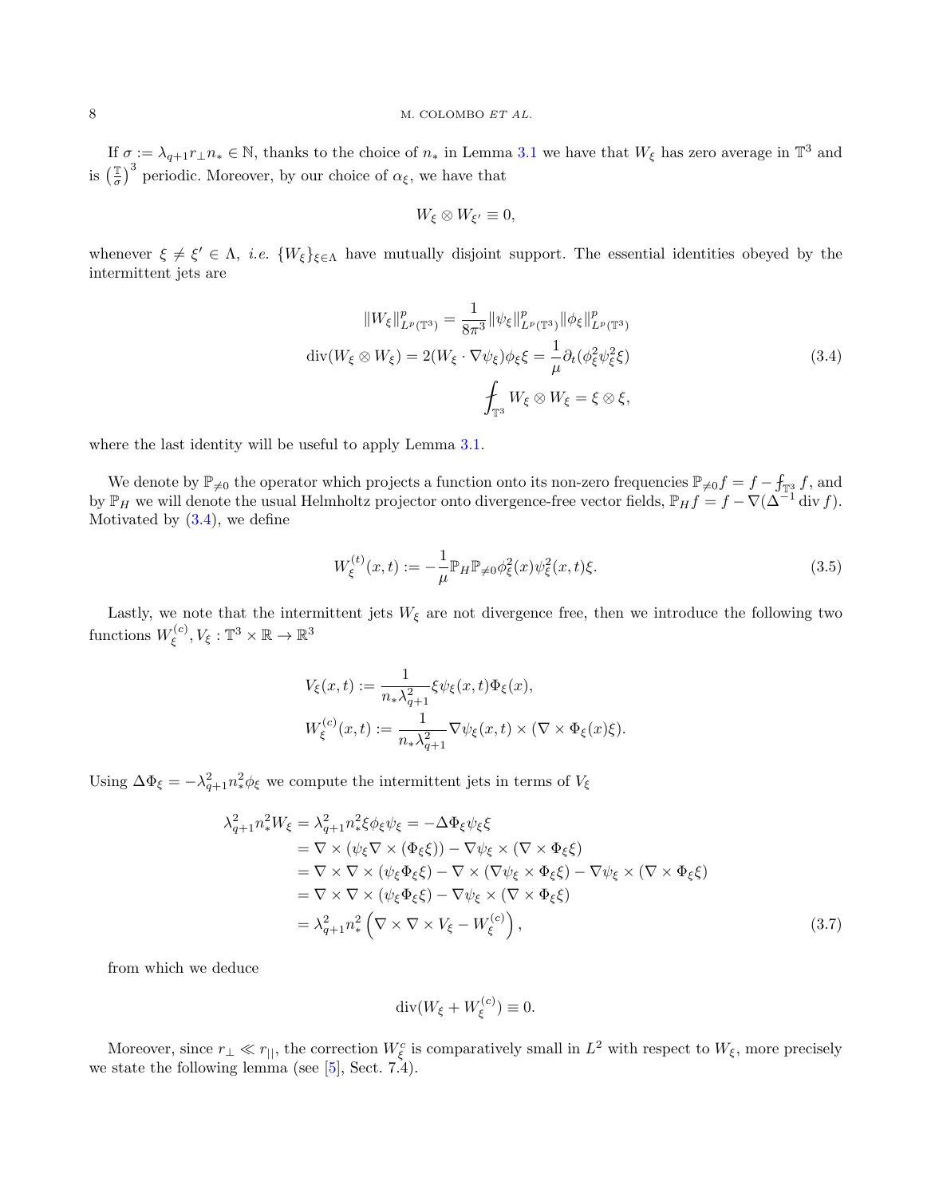If $\sigma := \lambda_{q+1} r_\perp n_* \in \mathbb{N}$, thanks to the choice of $n_*$ in Lemma 3.1 we have that $W_\xi$ has zero average in $\mathbb{T}^3$ and is $\left(\frac{\mathbb{T}}{\sigma}\right)^3$ periodic. Moreover, by our choice of $\alpha_\xi$, we have that

$$W_\xi \otimes W_{\xi'} \equiv 0,$$

whenever $\xi \neq \xi' \in \Lambda$, *i.e.* $\{W_\xi\}_{\xi \in \Lambda}$ have mutually disjoint support. The essential identities obeyed by the intermittent jets are

$$\begin{aligned}
\|W_\xi\|^p_{L^p(\mathbb{T}^3)} &= \frac{1}{8\pi^3}\|\psi_\xi\|^p_{L^p(\mathbb{T}^3)}\|\phi_\xi\|^p_{L^p(\mathbb{T}^3)} \\
\operatorname{div}(W_\xi \otimes W_\xi) &= 2(W_\xi \cdot \nabla\psi_\xi)\phi_\xi\xi = \frac{1}{\mu}\partial_t(\phi_\xi^2\psi_\xi^2\xi) \\
\fint_{\mathbb{T}^3} W_\xi \otimes W_\xi &= \xi \otimes \xi,
\end{aligned} \tag{3.4}$$

where the last identity will be useful to apply Lemma 3.1.

We denote by $\mathbb{P}_{\neq 0}$ the operator which projects a function onto its non-zero frequencies $\mathbb{P}_{\neq 0} f = f - \fint_{\mathbb{T}^3} f$, and by $\mathbb{P}_H$ we will denote the usual Helmholtz projector onto divergence-free vector fields, $\mathbb{P}_H f = f - \nabla(\Delta^{-1}\operatorname{div} f)$. Motivated by (3.4), we define

$$W_\xi^{(t)}(x,t) := -\frac{1}{\mu}\mathbb{P}_H\mathbb{P}_{\neq 0}\phi_\xi^2(x)\psi_\xi^2(x,t)\xi. \tag{3.5}$$

Lastly, we note that the intermittent jets $W_\xi$ are not divergence free, then we introduce the following two functions $W_\xi^{(c)}, V_\xi : \mathbb{T}^3 \times \mathbb{R} \to \mathbb{R}^3$

$$\begin{aligned}
V_\xi(x,t) &:= \frac{1}{n_*\lambda_{q+1}^2}\xi\psi_\xi(x,t)\Phi_\xi(x), \\
W_\xi^{(c)}(x,t) &:= \frac{1}{n_*\lambda_{q+1}^2}\nabla\psi_\xi(x,t) \times (\nabla \times \Phi_\xi(x)\xi).
\end{aligned}$$

Using $\Delta\Phi_\xi = -\lambda_{q+1}^2 n_*^2\phi_\xi$ we compute the intermittent jets in terms of $V_\xi$

$$\begin{aligned}
\lambda_{q+1}^2 n_*^2 W_\xi &= \lambda_{q+1}^2 n_*^2 \xi\phi_\xi\psi_\xi = -\Delta\Phi_\xi\psi_\xi\xi \\
&= \nabla \times (\psi_\xi \nabla \times (\Phi_\xi\xi)) - \nabla\psi_\xi \times (\nabla \times \Phi_\xi\xi) \\
&= \nabla \times \nabla \times (\psi_\xi\Phi_\xi\xi) - \nabla \times (\nabla\psi_\xi \times \Phi_\xi\xi) - \nabla\psi_\xi \times (\nabla \times \Phi_\xi\xi) \\
&= \nabla \times \nabla \times (\psi_\xi\Phi_\xi\xi) - \nabla\psi_\xi \times (\nabla \times \Phi_\xi\xi) \\
&= \lambda_{q+1}^2 n_*^2\left(\nabla \times \nabla \times V_\xi - W_\xi^{(c)}\right),
\end{aligned} \tag{3.7}$$

from which we deduce

$$\operatorname{div}(W_\xi + W_\xi^{(c)}) \equiv 0.$$

Moreover, since $r_\perp \ll r_{||}$, the correction $W_\xi^c$ is comparatively small in $L^2$ with respect to $W_\xi$, more precisely we state the following lemma (see [5], Sect. 7.4).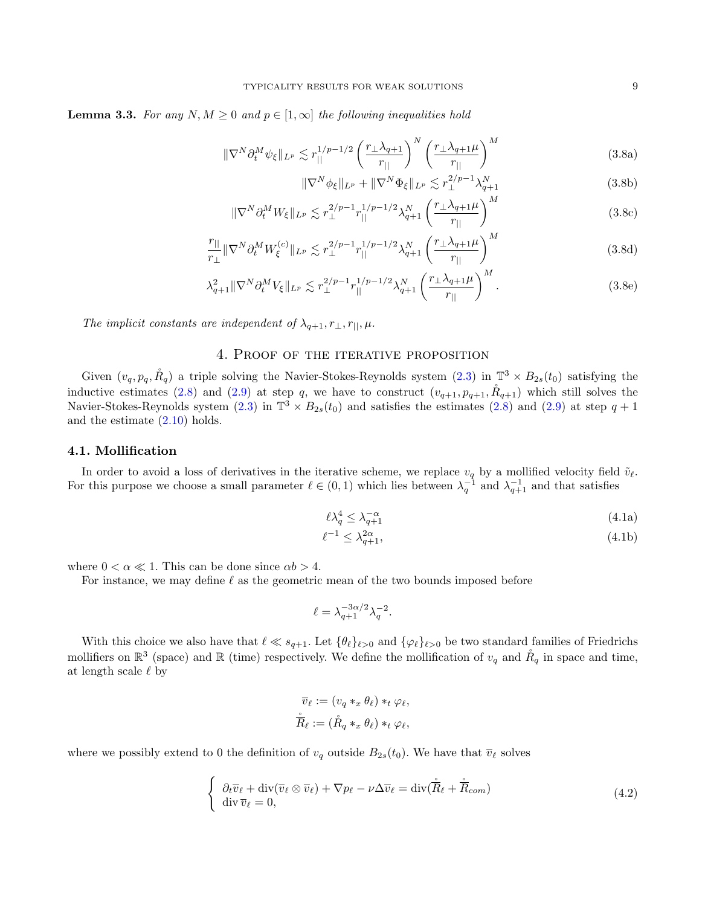**Lemma 3.3.** *For any $N, M \geq 0$ and $p \in [1, \infty]$ the following inequalities hold*

$$\|\nabla^N \partial_t^M \psi_\xi\|_{L^p} \lesssim r_{||}^{1/p-1/2} \left(\frac{r_\perp \lambda_{q+1}}{r_{||}}\right)^N \left(\frac{r_\perp \lambda_{q+1} \mu}{r_{||}}\right)^M \tag{3.8a}$$

$$\|\nabla^N \phi_\xi\|_{L^p} + \|\nabla^N \Phi_\xi\|_{L^p} \lesssim r_\perp^{2/p-1} \lambda_{q+1}^N \tag{3.8b}$$

$$\|\nabla^N \partial_t^M W_\xi\|_{L^p} \lesssim r_\perp^{2/p-1} r_{||}^{1/p-1/2} \lambda_{q+1}^N \left(\frac{r_\perp \lambda_{q+1} \mu}{r_{||}}\right)^M \tag{3.8c}$$

$$\frac{r_{||}}{r_\perp} \|\nabla^N \partial_t^M W_\xi^{(c)}\|_{L^p} \lesssim r_\perp^{2/p-1} r_{||}^{1/p-1/2} \lambda_{q+1}^N \left(\frac{r_\perp \lambda_{q+1} \mu}{r_{||}}\right)^M \tag{3.8d}$$

$$\lambda_{q+1}^2 \|\nabla^N \partial_t^M V_\xi\|_{L^p} \lesssim r_\perp^{2/p-1} r_{||}^{1/p-1/2} \lambda_{q+1}^N \left(\frac{r_\perp \lambda_{q+1} \mu}{r_{||}}\right)^M. \tag{3.8e}$$

*The implicit constants are independent of $\lambda_{q+1}, r_\perp, r_{||}, \mu$.*

# 4. Proof of the iterative proposition

Given $(v_q, p_q, \mathring{R}_q)$ a triple solving the Navier-Stokes-Reynolds system (2.3) in $\mathbb{T}^3 \times B_{2s}(t_0)$ satisfying the inductive estimates (2.8) and (2.9) at step $q$, we have to construct $(v_{q+1}, p_{q+1}, \mathring{R}_{q+1})$ which still solves the Navier-Stokes-Reynolds system (2.3) in $\mathbb{T}^3 \times B_{2s}(t_0)$ and satisfies the estimates (2.8) and (2.9) at step $q+1$ and the estimate (2.10) holds.

## 4.1. Mollification

In order to avoid a loss of derivatives in the iterative scheme, we replace $v_q$ by a mollified velocity field $\tilde{v}_\ell$. For this purpose we choose a small parameter $\ell \in (0, 1)$ which lies between $\lambda_q^{-1}$ and $\lambda_{q+1}^{-1}$ and that satisfies

$$\ell \lambda_q^4 \leq \lambda_{q+1}^{-\alpha} \tag{4.1a}$$

$$\ell^{-1} \leq \lambda_{q+1}^{2\alpha}, \tag{4.1b}$$

where $0 < \alpha \ll 1$. This can be done since $\alpha b > 4$.

For instance, we may define $\ell$ as the geometric mean of the two bounds imposed before

$$\ell = \lambda_{q+1}^{-3\alpha/2} \lambda_q^{-2}.$$

With this choice we also have that $\ell \ll s_{q+1}$. Let $\{\theta_\ell\}_{\ell > 0}$ and $\{\varphi_\ell\}_{\ell > 0}$ be two standard families of Friedrichs mollifiers on $\mathbb{R}^3$ (space) and $\mathbb{R}$ (time) respectively. We define the mollification of $v_q$ and $\mathring{R}_q$ in space and time, at length scale $\ell$ by

$$\overline{v}_\ell := (v_q *_x \theta_\ell) *_t \varphi_\ell,$$
$$\overline{\mathring{R}}_\ell := (\mathring{R}_q *_x \theta_\ell) *_t \varphi_\ell,$$

where we possibly extend to 0 the definition of $v_q$ outside $B_{2s}(t_0)$. We have that $\overline{v}_\ell$ solves

$$\begin{cases} \partial_t \overline{v}_\ell + \operatorname{div}(\overline{v}_\ell \otimes \overline{v}_\ell) + \nabla p_\ell - \nu \Delta \overline{v}_\ell = \operatorname{div}(\overline{\mathring{R}}_\ell + \overline{\mathring{R}}_{com}) \\ \operatorname{div} \overline{v}_\ell = 0, \end{cases} \tag{4.2}$$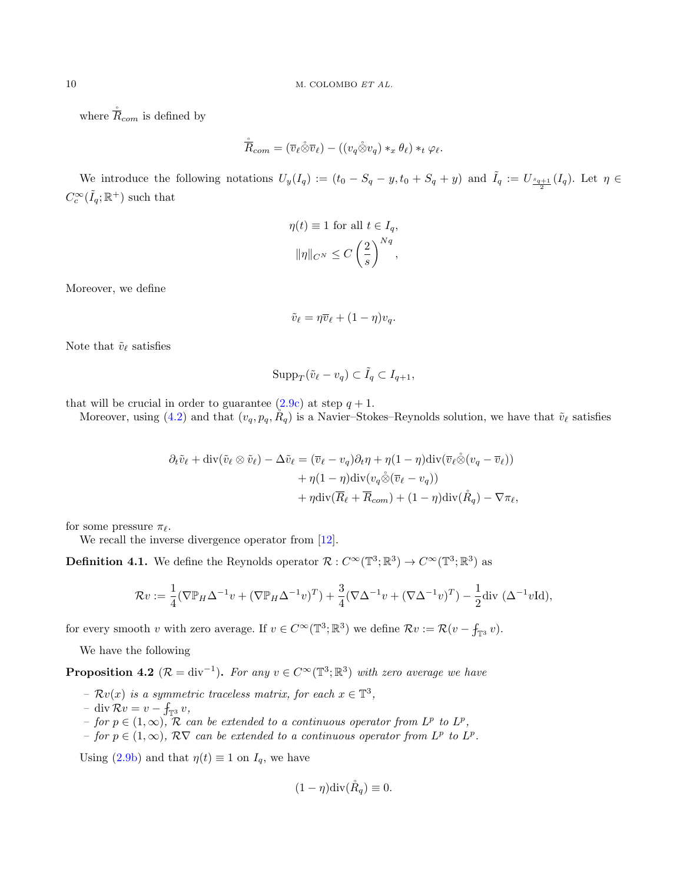where $\mathring{\overline{R}}_{com}$ is defined by

$$\mathring{\overline{R}}_{com} = (\overline{v}_\ell \mathring{\otimes} \overline{v}_\ell) - ((v_q \mathring{\otimes} v_q) *_x \theta_\ell) *_t \varphi_\ell.$$

We introduce the following notations $U_y(I_q) := (t_0 - S_q - y, t_0 + S_q + y)$ and $\tilde{I}_q := U_{\frac{s_{q+1}}{2}}(I_q)$. Let $\eta \in C_c^\infty(\tilde{I}_q; \mathbb{R}^+)$ such that

$$\eta(t) \equiv 1 \text{ for all } t \in I_q,$$
$$\|\eta\|_{C^N} \leq C \left(\frac{2}{s}\right)^{Nq},$$

Moreover, we define

$$\tilde{v}_\ell = \eta \overline{v}_\ell + (1 - \eta) v_q.$$

Note that $\tilde{v}_\ell$ satisfies

$$\mathrm{Supp}_T(\tilde{v}_\ell - v_q) \subset \tilde{I}_q \subset I_{q+1},$$

that will be crucial in order to guarantee (2.9c) at step $q+1$.

Moreover, using (4.2) and that $(v_q, p_q, \mathring{R}_q)$ is a Navier–Stokes–Reynolds solution, we have that $\tilde{v}_\ell$ satisfies

$$\begin{aligned}
\partial_t \tilde{v}_\ell + \mathrm{div}(\tilde{v}_\ell \otimes \tilde{v}_\ell) - \Delta \tilde{v}_\ell = (\overline{v}_\ell - v_q)\partial_t \eta &+ \eta(1-\eta)\mathrm{div}(\overline{v}_\ell \mathring{\otimes} (v_q - \overline{v}_\ell)) \\
&+ \eta(1-\eta)\mathrm{div}(v_q \mathring{\otimes} (\overline{v}_\ell - v_q)) \\
&+ \eta \mathrm{div}(\overline{R}_\ell + \overline{R}_{com}) + (1-\eta)\mathrm{div}(\mathring{R}_q) - \nabla \pi_\ell,
\end{aligned}$$

for some pressure $\pi_\ell$.

We recall the inverse divergence operator from [12].

**Definition 4.1.** We define the Reynolds operator $\mathcal{R} : C^\infty(\mathbb{T}^3; \mathbb{R}^3) \to C^\infty(\mathbb{T}^3; \mathbb{R}^3)$ as

$$\mathcal{R}v := \frac{1}{4}(\nabla \mathbb{P}_H \Delta^{-1} v + (\nabla \mathbb{P}_H \Delta^{-1} v)^T) + \frac{3}{4}(\nabla \Delta^{-1} v + (\nabla \Delta^{-1} v)^T) - \frac{1}{2}\mathrm{div}\,(\Delta^{-1} v \mathrm{Id}),$$

for every smooth $v$ with zero average. If $v \in C^\infty(\mathbb{T}^3; \mathbb{R}^3)$ we define $\mathcal{R}v := \mathcal{R}(v - \fint_{\mathbb{T}^3} v)$.

We have the following

**Proposition 4.2** ($\mathcal{R} = \mathrm{div}^{-1}$)**.** *For any $v \in C^\infty(\mathbb{T}^3; \mathbb{R}^3)$ with zero average we have*

- *$\mathcal{R}v(x)$ is a symmetric traceless matrix, for each $x \in \mathbb{T}^3$,*
- *$\mathrm{div}\,\mathcal{R}v = v - \fint_{\mathbb{T}^3} v$,*
- *for $p \in (1, \infty)$, $\mathcal{R}$ can be extended to a continuous operator from $L^p$ to $L^p$,*
- *for $p \in (1, \infty)$, $\mathcal{R}\nabla$ can be extended to a continuous operator from $L^p$ to $L^p$.*

Using (2.9b) and that $\eta(t) \equiv 1$ on $I_q$, we have

$$(1 - \eta)\mathrm{div}(\mathring{R}_q) \equiv 0.$$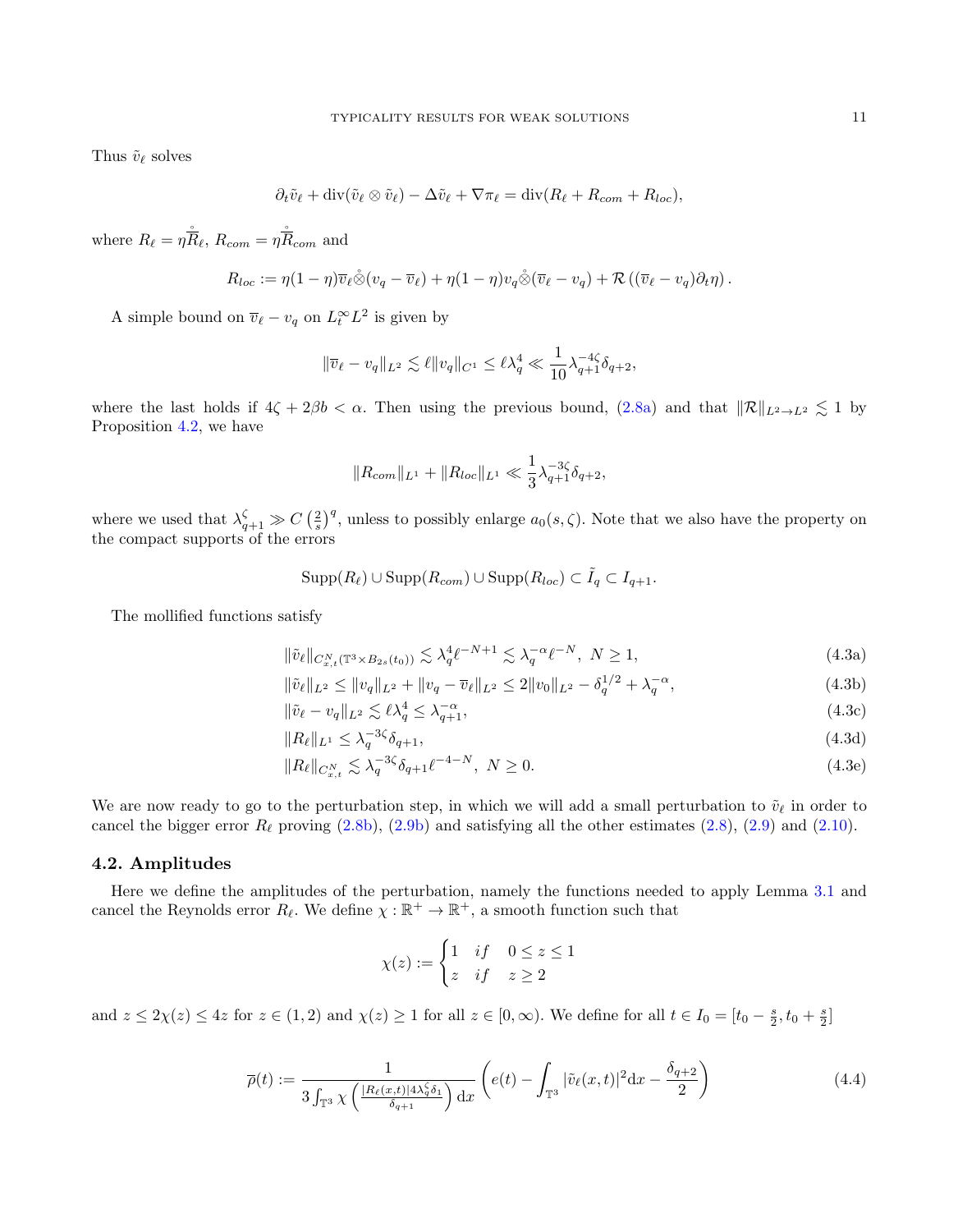Thus $\tilde{v}_\ell$ solves

$$\partial_t \tilde{v}_\ell + \operatorname{div}(\tilde{v}_\ell \otimes \tilde{v}_\ell) - \Delta \tilde{v}_\ell + \nabla \pi_\ell = \operatorname{div}(R_\ell + R_{com} + R_{loc}),$$

where $R_\ell = \eta \mathring{\overline{R}}_\ell$, $R_{com} = \eta \mathring{\overline{R}}_{com}$ and

$$R_{loc} := \eta(1-\eta)\overline{v}_\ell \mathring{\otimes} (v_q - \overline{v}_\ell) + \eta(1-\eta) v_q \mathring{\otimes} (\overline{v}_\ell - v_q) + \mathcal{R}\left((\overline{v}_\ell - v_q)\partial_t \eta\right).$$

A simple bound on $\overline{v}_\ell - v_q$ on $L^\infty_t L^2$ is given by

$$\|\overline{v}_\ell - v_q\|_{L^2} \lesssim \ell \|v_q\|_{C^1} \leq \ell \lambda_q^4 \ll \frac{1}{10} \lambda_{q+1}^{-4\zeta} \delta_{q+2},$$

where the last holds if $4\zeta + 2\beta b < \alpha$. Then using the previous bound, (2.8a) and that $\|\mathcal{R}\|_{L^2 \to L^2} \lesssim 1$ by Proposition 4.2, we have

$$\|R_{com}\|_{L^1} + \|R_{loc}\|_{L^1} \ll \frac{1}{3} \lambda_{q+1}^{-3\zeta} \delta_{q+2},$$

where we used that $\lambda_{q+1}^\zeta \gg C\left(\frac{2}{s}\right)^q$, unless to possibly enlarge $a_0(s,\zeta)$. Note that we also have the property on the compact supports of the errors

$$\operatorname{Supp}(R_\ell) \cup \operatorname{Supp}(R_{com}) \cup \operatorname{Supp}(R_{loc}) \subset \tilde{I}_q \subset I_{q+1}.$$

The mollified functions satisfy

$$\|\tilde{v}_\ell\|_{C^N_{x,t}(\mathbb{T}^3 \times B_{2s}(t_0))} \lesssim \lambda_q^4 \ell^{-N+1} \lesssim \lambda_q^{-\alpha} \ell^{-N}, \ N \geq 1, \tag{4.3a}$$

$$\|\tilde{v}_\ell\|_{L^2} \leq \|v_q\|_{L^2} + \|v_q - \overline{v}_\ell\|_{L^2} \leq 2\|v_0\|_{L^2} - \delta_q^{1/2} + \lambda_q^{-\alpha}, \tag{4.3b}$$

$$\|\tilde{v}_\ell - v_q\|_{L^2} \lesssim \ell \lambda_q^4 \leq \lambda_{q+1}^{-\alpha}, \tag{4.3c}$$

$$\|R_\ell\|_{L^1} \leq \lambda_q^{-3\zeta} \delta_{q+1}, \tag{4.3d}$$

$$\|R_\ell\|_{C^N_{x,t}} \lesssim \lambda_q^{-3\zeta} \delta_{q+1} \ell^{-4-N}, \ N \geq 0. \tag{4.3e}$$

We are now ready to go to the perturbation step, in which we will add a small perturbation to $\tilde{v}_\ell$ in order to cancel the bigger error $R_\ell$ proving (2.8b), (2.9b) and satisfying all the other estimates (2.8), (2.9) and (2.10).

### 4.2. Amplitudes

Here we define the amplitudes of the perturbation, namely the functions needed to apply Lemma 3.1 and cancel the Reynolds error $R_\ell$. We define $\chi : \mathbb{R}^+ \to \mathbb{R}^+$, a smooth function such that

$$\chi(z) := \begin{cases} 1 & if \quad 0 \leq z \leq 1 \\ z & if \quad z \geq 2 \end{cases}$$

and $z \leq 2\chi(z) \leq 4z$ for $z \in (1,2)$ and $\chi(z) \geq 1$ for all $z \in [0,\infty)$. We define for all $t \in I_0 = [t_0 - \frac{s}{2}, t_0 + \frac{s}{2}]$

$$\overline{\rho}(t) := \frac{1}{3\int_{\mathbb{T}^3} \chi\left(\frac{|R_\ell(x,t)| 4\lambda_q^\zeta \delta_1}{\delta_{q+1}}\right) \mathrm{d}x} \left(e(t) - \int_{\mathbb{T}^3} |\tilde{v}_\ell(x,t)|^2 \mathrm{d}x - \frac{\delta_{q+2}}{2}\right) \tag{4.4}$$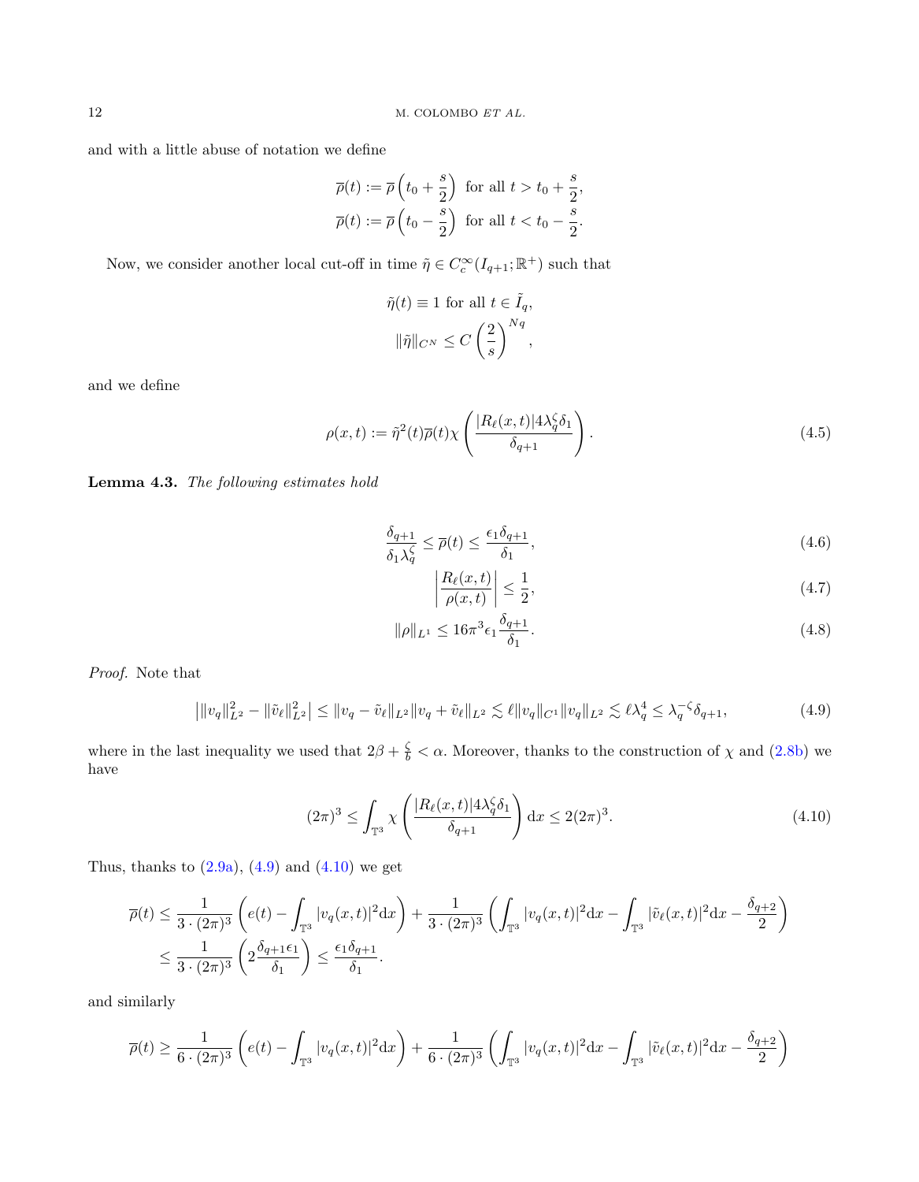and with a little abuse of notation we define

$$\overline{\rho}(t) := \overline{\rho}\left(t_0 + \frac{s}{2}\right) \text{ for all } t > t_0 + \frac{s}{2},$$
$$\overline{\rho}(t) := \overline{\rho}\left(t_0 - \frac{s}{2}\right) \text{ for all } t < t_0 - \frac{s}{2}.$$

Now, we consider another local cut-off in time $\tilde{\eta} \in C_c^\infty(I_{q+1}; \mathbb{R}^+)$ such that

$$\tilde{\eta}(t) \equiv 1 \text{ for all } t \in \tilde{I}_q,$$
$$\|\tilde{\eta}\|_{C^N} \leq C\left(\frac{2}{s}\right)^{Nq},$$

and we define

$$\rho(x,t) := \tilde{\eta}^2(t)\overline{\rho}(t)\chi\left(\frac{|R_\ell(x,t)| 4\lambda_q^\zeta \delta_1}{\delta_{q+1}}\right). \tag{4.5}$$

**Lemma 4.3.** *The following estimates hold*

$$\frac{\delta_{q+1}}{\delta_1 \lambda_q^\zeta} \leq \overline{\rho}(t) \leq \frac{\epsilon_1 \delta_{q+1}}{\delta_1}, \tag{4.6}$$

$$\left|\frac{R_\ell(x,t)}{\rho(x,t)}\right| \leq \frac{1}{2}, \tag{4.7}$$

$$\|\rho\|_{L^1} \leq 16\pi^3 \epsilon_1 \frac{\delta_{q+1}}{\delta_1}. \tag{4.8}$$

*Proof.* Note that

$$\left|\|v_q\|_{L^2}^2 - \|\tilde{v}_\ell\|_{L^2}^2\right| \leq \|v_q - \tilde{v}_\ell\|_{L^2}\|v_q + \tilde{v}_\ell\|_{L^2} \lesssim \ell\|v_q\|_{C^1}\|v_q\|_{L^2} \lesssim \ell\lambda_q^4 \leq \lambda_q^{-\zeta}\delta_{q+1}, \tag{4.9}$$

where in the last inequality we used that $2\beta + \frac{\zeta}{b} < \alpha$. Moreover, thanks to the construction of $\chi$ and (2.8b) we have

$$(2\pi)^3 \leq \int_{\mathbb{T}^3} \chi\left(\frac{|R_\ell(x,t)| 4\lambda_q^\zeta \delta_1}{\delta_{q+1}}\right) \mathrm{d}x \leq 2(2\pi)^3. \tag{4.10}$$

Thus, thanks to (2.9a), (4.9) and (4.10) we get

$$\begin{aligned}
\overline{\rho}(t) &\leq \frac{1}{3 \cdot (2\pi)^3}\left(e(t) - \int_{\mathbb{T}^3} |v_q(x,t)|^2 \mathrm{d}x\right) + \frac{1}{3 \cdot (2\pi)^3}\left(\int_{\mathbb{T}^3} |v_q(x,t)|^2 \mathrm{d}x - \int_{\mathbb{T}^3} |\tilde{v}_\ell(x,t)|^2 \mathrm{d}x - \frac{\delta_{q+2}}{2}\right) \\
&\leq \frac{1}{3 \cdot (2\pi)^3}\left(2\frac{\delta_{q+1}\epsilon_1}{\delta_1}\right) \leq \frac{\epsilon_1 \delta_{q+1}}{\delta_1}.
\end{aligned}$$

and similarly

$$\overline{\rho}(t) \geq \frac{1}{6 \cdot (2\pi)^3}\left(e(t) - \int_{\mathbb{T}^3} |v_q(x,t)|^2 \mathrm{d}x\right) + \frac{1}{6 \cdot (2\pi)^3}\left(\int_{\mathbb{T}^3} |v_q(x,t)|^2 \mathrm{d}x - \int_{\mathbb{T}^3} |\tilde{v}_\ell(x,t)|^2 \mathrm{d}x - \frac{\delta_{q+2}}{2}\right)$$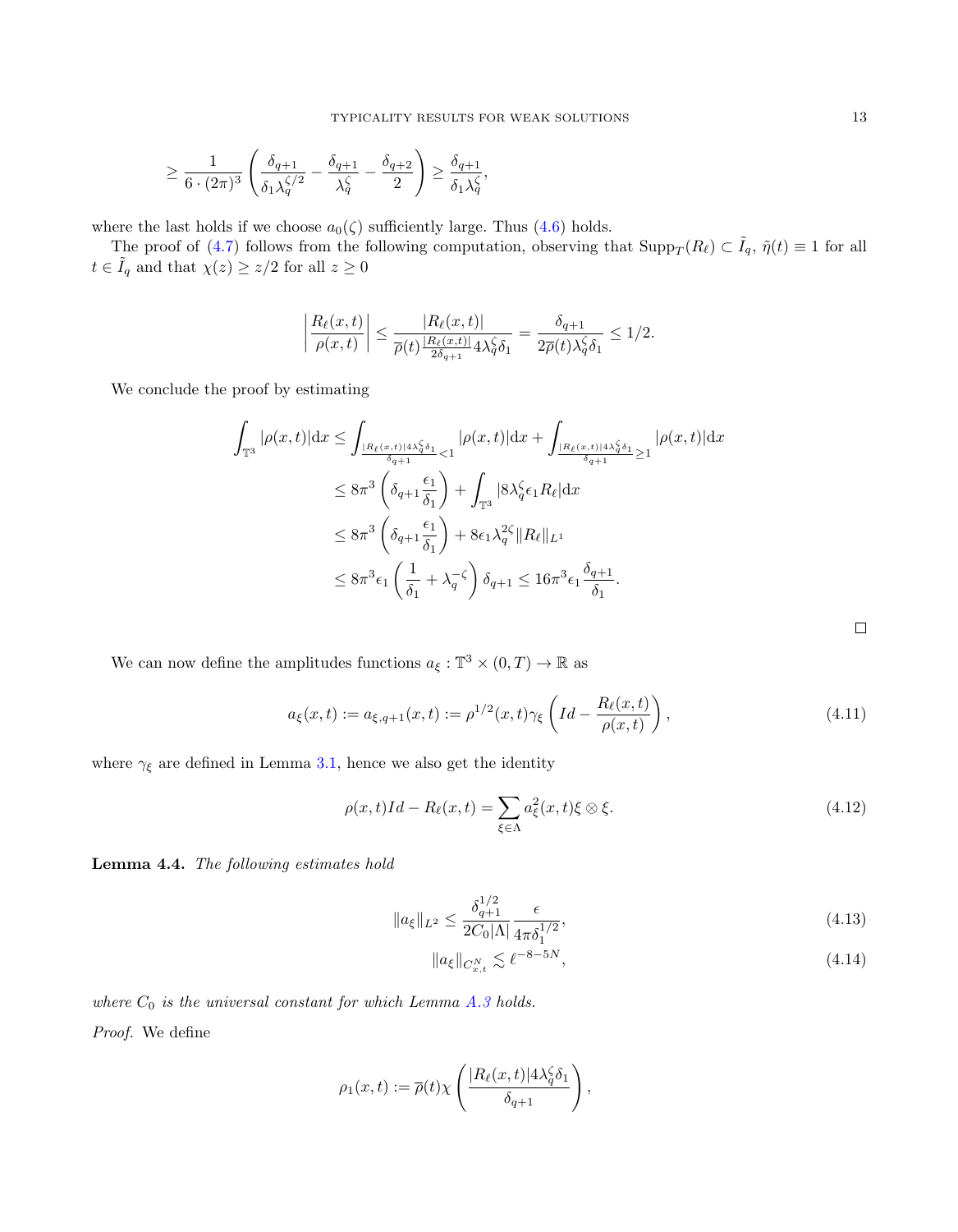$$
\geq \frac{1}{6 \cdot (2\pi)^3} \left( \frac{\delta_{q+1}}{\delta_1 \lambda_q^{\zeta/2}} - \frac{\delta_{q+1}}{\lambda_q^{\zeta}} - \frac{\delta_{q+2}}{2} \right) \geq \frac{\delta_{q+1}}{\delta_1 \lambda_q^{\zeta}},
$$

where the last holds if we choose $a_0(\zeta)$ sufficiently large. Thus (4.6) holds.

The proof of (4.7) follows from the following computation, observing that $\mathrm{Supp}_T(R_\ell) \subset \tilde{I}_q$, $\tilde{\eta}(t) \equiv 1$ for all $t \in \tilde{I}_q$ and that $\chi(z) \geq z/2$ for all $z \geq 0$

$$
\left| \frac{R_\ell(x,t)}{\rho(x,t)} \right| \leq \frac{|R_\ell(x,t)|}{\overline{\rho}(t) \frac{|R_\ell(x,t)|}{2\delta_{q+1}} 4\lambda_q^{\zeta} \delta_1} = \frac{\delta_{q+1}}{2\overline{\rho}(t) \lambda_q^{\zeta} \delta_1} \leq 1/2.
$$

We conclude the proof by estimating

$$
\begin{aligned}
\int_{\mathbb{T}^3} |\rho(x,t)| \mathrm{d}x &\leq \int_{\frac{|R_\ell(x,t)| 4\lambda_q^{\zeta} \delta_1}{\delta_{q+1}} < 1} |\rho(x,t)| \mathrm{d}x + \int_{\frac{|R_\ell(x,t)| 4\lambda_q^{\zeta} \delta_1}{\delta_{q+1}} \geq 1} |\rho(x,t)| \mathrm{d}x \\
&\leq 8\pi^3 \left( \delta_{q+1} \frac{\epsilon_1}{\delta_1} \right) + \int_{\mathbb{T}^3} |8\lambda_q^{\zeta} \epsilon_1 R_\ell| \mathrm{d}x \\
&\leq 8\pi^3 \left( \delta_{q+1} \frac{\epsilon_1}{\delta_1} \right) + 8\epsilon_1 \lambda_q^{2\zeta} \|R_\ell\|_{L^1} \\
&\leq 8\pi^3 \epsilon_1 \left( \frac{1}{\delta_1} + \lambda_q^{-\zeta} \right) \delta_{q+1} \leq 16\pi^3 \epsilon_1 \frac{\delta_{q+1}}{\delta_1}.
\end{aligned}
$$

□

We can now define the amplitudes functions $a_\xi : \mathbb{T}^3 \times (0,T) \to \mathbb{R}$ as

$$
a_\xi(x,t) := a_{\xi,q+1}(x,t) := \rho^{1/2}(x,t) \gamma_\xi \left( Id - \frac{R_\ell(x,t)}{\rho(x,t)} \right), \tag{4.11}
$$

where $\gamma_\xi$ are defined in Lemma 3.1, hence we also get the identity

$$
\rho(x,t) Id - R_\ell(x,t) = \sum_{\xi \in \Lambda} a_\xi^2(x,t) \xi \otimes \xi. \tag{4.12}
$$

**Lemma 4.4.** *The following estimates hold*

$$
\|a_\xi\|_{L^2} \leq \frac{\delta_{q+1}^{1/2}}{2C_0 |\Lambda|} \frac{\epsilon}{4\pi \delta_1^{1/2}}, \tag{4.13}
$$

$$
\|a_\xi\|_{C^N_{x,t}} \lesssim \ell^{-8-5N}, \tag{4.14}
$$

*where $C_0$ is the universal constant for which Lemma A.3 holds.*

*Proof.* We define

$$
\rho_1(x,t) := \overline{\rho}(t) \chi \left( \frac{|R_\ell(x,t)| 4\lambda_q^{\zeta} \delta_1}{\delta_{q+1}} \right),
$$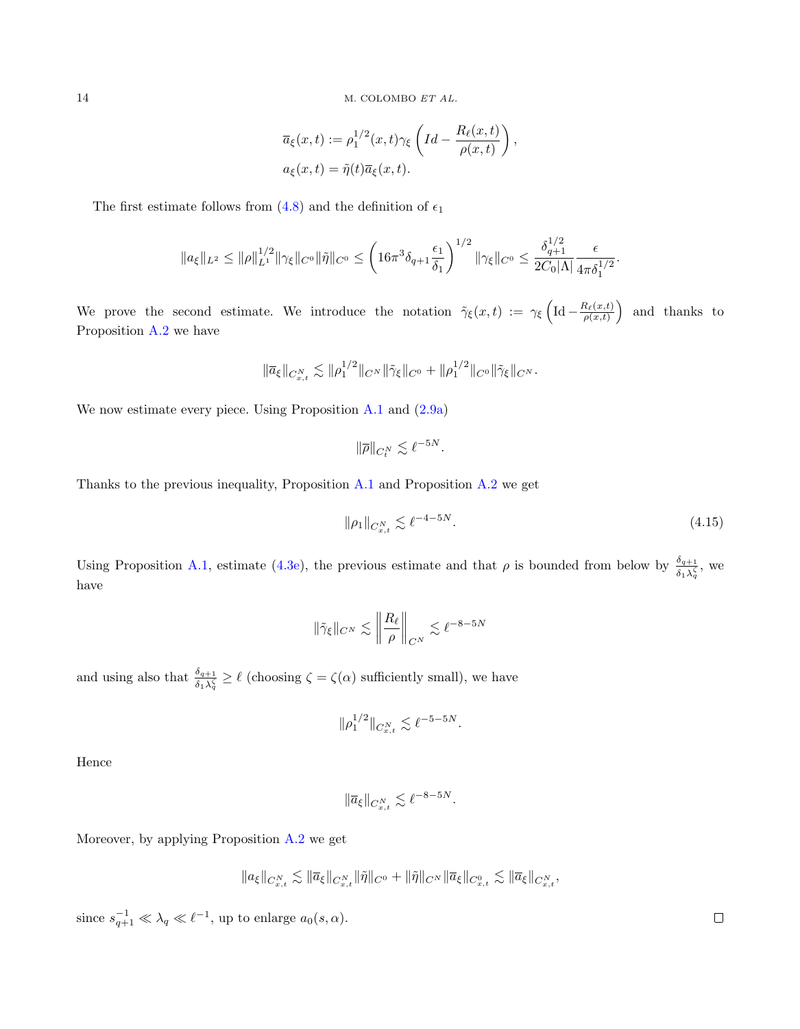$$
\begin{aligned}
&\overline{a}_\xi(x,t) := \rho_1^{1/2}(x,t)\gamma_\xi\left(Id - \frac{R_\ell(x,t)}{\rho(x,t)}\right),\\
&a_\xi(x,t) = \tilde{\eta}(t)\overline{a}_\xi(x,t).
\end{aligned}
$$

The first estimate follows from (4.8) and the definition of $\epsilon_1$

$$
\|a_\xi\|_{L^2} \le \|\rho\|_{L^1}^{1/2}\|\gamma_\xi\|_{C^0}\|\tilde{\eta}\|_{C^0} \le \left(16\pi^3\delta_{q+1}\frac{\epsilon_1}{\delta_1}\right)^{1/2}\|\gamma_\xi\|_{C^0} \le \frac{\delta_{q+1}^{1/2}}{2C_0|\Lambda|}\frac{\epsilon}{4\pi\delta_1^{1/2}}.
$$

We prove the second estimate. We introduce the notation $\tilde{\gamma}_\xi(x,t) := \gamma_\xi\left(\mathrm{Id} - \frac{R_\ell(x,t)}{\rho(x,t)}\right)$ and thanks to Proposition A.2 we have

$$
\|\overline{a}_\xi\|_{C^N_{x,t}} \lesssim \|\rho_1^{1/2}\|_{C^N}\|\tilde{\gamma}_\xi\|_{C^0} + \|\rho_1^{1/2}\|_{C^0}\|\tilde{\gamma}_\xi\|_{C^N}.
$$

We now estimate every piece. Using Proposition A.1 and (2.9a)

$$
\|\overline{\rho}\|_{C^N_t} \lesssim \ell^{-5N}.
$$

Thanks to the previous inequality, Proposition A.1 and Proposition A.2 we get

$$
\|\rho_1\|_{C^N_{x,t}} \lesssim \ell^{-4-5N}. \tag{4.15}
$$

Using Proposition A.1, estimate (4.3e), the previous estimate and that $\rho$ is bounded from below by $\frac{\delta_{q+1}}{\delta_1\lambda_q^\zeta}$, we have

$$
\|\tilde{\gamma}_\xi\|_{C^N} \lesssim \left\|\frac{R_\ell}{\rho}\right\|_{C^N} \lesssim \ell^{-8-5N}
$$

and using also that $\frac{\delta_{q+1}}{\delta_1\lambda_q^\zeta} \ge \ell$ (choosing $\zeta = \zeta(\alpha)$ sufficiently small), we have

$$
\|\rho_1^{1/2}\|_{C^N_{x,t}} \lesssim \ell^{-5-5N}.
$$

Hence

$$
\|\overline{a}_\xi\|_{C^N_{x,t}} \lesssim \ell^{-8-5N}.
$$

Moreover, by applying Proposition A.2 we get

$$
\|a_\xi\|_{C^N_{x,t}} \lesssim \|\overline{a}_\xi\|_{C^N_{x,t}}\|\tilde{\eta}\|_{C^0} + \|\tilde{\eta}\|_{C^N}\|\overline{a}_\xi\|_{C^0_{x,t}} \lesssim \|\overline{a}_\xi\|_{C^N_{x,t}},
$$

since $s_{q+1}^{-1} \ll \lambda_q \ll \ell^{-1}$, up to enlarge $a_0(s,\alpha)$. ∎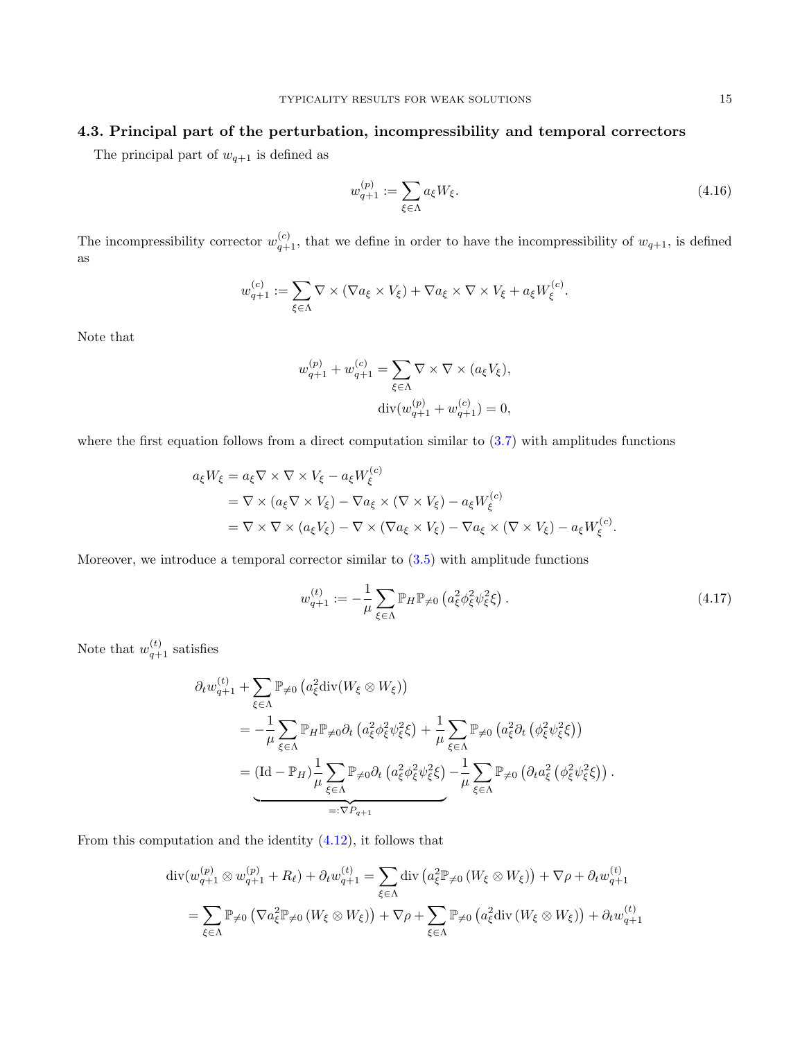### 4.3. Principal part of the perturbation, incompressibility and temporal correctors

The principal part of $w_{q+1}$ is defined as

$$w_{q+1}^{(p)} := \sum_{\xi \in \Lambda} a_\xi W_\xi. \tag{4.16}$$

The incompressibility corrector $w_{q+1}^{(c)}$, that we define in order to have the incompressibility of $w_{q+1}$, is defined as

$$w_{q+1}^{(c)} := \sum_{\xi \in \Lambda} \nabla \times (\nabla a_\xi \times V_\xi) + \nabla a_\xi \times \nabla \times V_\xi + a_\xi W_\xi^{(c)}.$$

Note that

$$w_{q+1}^{(p)} + w_{q+1}^{(c)} = \sum_{\xi \in \Lambda} \nabla \times \nabla \times (a_\xi V_\xi),$$
$$\operatorname{div}(w_{q+1}^{(p)} + w_{q+1}^{(c)}) = 0,$$

where the first equation follows from a direct computation similar to (3.7) with amplitudes functions

$$\begin{aligned}
a_\xi W_\xi &= a_\xi \nabla \times \nabla \times V_\xi - a_\xi W_\xi^{(c)} \\
&= \nabla \times (a_\xi \nabla \times V_\xi) - \nabla a_\xi \times (\nabla \times V_\xi) - a_\xi W_\xi^{(c)} \\
&= \nabla \times \nabla \times (a_\xi V_\xi) - \nabla \times (\nabla a_\xi \times V_\xi) - \nabla a_\xi \times (\nabla \times V_\xi) - a_\xi W_\xi^{(c)}.
\end{aligned}$$

Moreover, we introduce a temporal corrector similar to (3.5) with amplitude functions

$$w_{q+1}^{(t)} := -\frac{1}{\mu} \sum_{\xi \in \Lambda} \mathbb{P}_H \mathbb{P}_{\neq 0} \left( a_\xi^2 \phi_\xi^2 \psi_\xi^2 \xi \right). \tag{4.17}$$

Note that $w_{q+1}^{(t)}$ satisfies

$$\begin{aligned}
\partial_t w_{q+1}^{(t)} &+ \sum_{\xi \in \Lambda} \mathbb{P}_{\neq 0} \left( a_\xi^2 \operatorname{div}(W_\xi \otimes W_\xi) \right) \\
&= -\frac{1}{\mu} \sum_{\xi \in \Lambda} \mathbb{P}_H \mathbb{P}_{\neq 0} \partial_t \left( a_\xi^2 \phi_\xi^2 \psi_\xi^2 \xi \right) + \frac{1}{\mu} \sum_{\xi \in \Lambda} \mathbb{P}_{\neq 0} \left( a_\xi^2 \partial_t \left( \phi_\xi^2 \psi_\xi^2 \xi \right) \right) \\
&= \underbrace{(\mathrm{Id} - \mathbb{P}_H) \frac{1}{\mu} \sum_{\xi \in \Lambda} \mathbb{P}_{\neq 0} \partial_t \left( a_\xi^2 \phi_\xi^2 \psi_\xi^2 \xi \right)}_{=:\nabla P_{q+1}} - \frac{1}{\mu} \sum_{\xi \in \Lambda} \mathbb{P}_{\neq 0} \left( \partial_t a_\xi^2 \left( \phi_\xi^2 \psi_\xi^2 \xi \right) \right).
\end{aligned}$$

From this computation and the identity (4.12), it follows that

$$\begin{aligned}
\operatorname{div}(w_{q+1}^{(p)} \otimes w_{q+1}^{(p)} + R_\ell) + \partial_t w_{q+1}^{(t)} &= \sum_{\xi \in \Lambda} \operatorname{div} \left( a_\xi^2 \mathbb{P}_{\neq 0} \left( W_\xi \otimes W_\xi \right) \right) + \nabla \rho + \partial_t w_{q+1}^{(t)} \\
= \sum_{\xi \in \Lambda} \mathbb{P}_{\neq 0} \left( \nabla a_\xi^2 \mathbb{P}_{\neq 0} \left( W_\xi \otimes W_\xi \right) \right) &+ \nabla \rho + \sum_{\xi \in \Lambda} \mathbb{P}_{\neq 0} \left( a_\xi^2 \operatorname{div} \left( W_\xi \otimes W_\xi \right) \right) + \partial_t w_{q+1}^{(t)}
\end{aligned}$$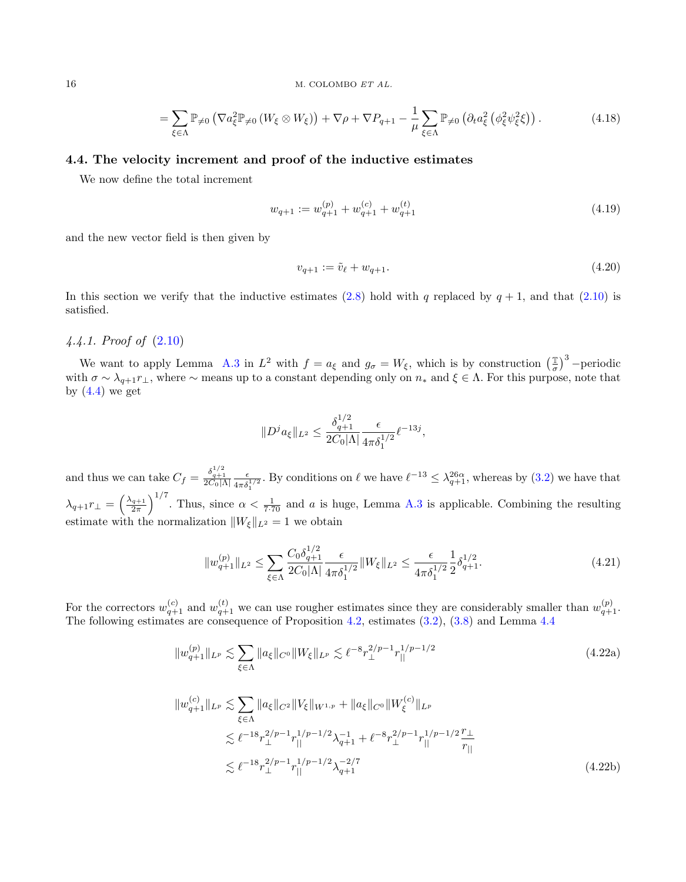$$= \sum_{\xi \in \Lambda} \mathbb{P}_{\neq 0} \left( \nabla a_\xi^2 \mathbb{P}_{\neq 0} \left( W_\xi \otimes W_\xi \right) \right) + \nabla \rho + \nabla P_{q+1} - \frac{1}{\mu} \sum_{\xi \in \Lambda} \mathbb{P}_{\neq 0} \left( \partial_t a_\xi^2 \left( \phi_\xi^2 \psi_\xi^2 \xi \right) \right). \tag{4.18}$$

### 4.4. The velocity increment and proof of the inductive estimates

We now define the total increment

$$w_{q+1} := w_{q+1}^{(p)} + w_{q+1}^{(c)} + w_{q+1}^{(t)} \tag{4.19}$$

and the new vector field is then given by

$$v_{q+1} := \tilde{v}_\ell + w_{q+1}. \tag{4.20}$$

In this section we verify that the inductive estimates (2.8) hold with $q$ replaced by $q+1$, and that (2.10) is satisfied.

#### *4.4.1. Proof of* (2.10)

We want to apply Lemma A.3 in $L^2$ with $f = a_\xi$ and $g_\sigma = W_\xi$, which is by construction $\left(\frac{\mathbb{T}}{\sigma}\right)^3$ −periodic with $\sigma \sim \lambda_{q+1} r_\perp$, where $\sim$ means up to a constant depending only on $n_*$ and $\xi \in \Lambda$. For this purpose, note that by (4.4) we get

$$\|D^j a_\xi\|_{L^2} \leq \frac{\delta_{q+1}^{1/2}}{2C_0|\Lambda|} \frac{\epsilon}{4\pi\delta_1^{1/2}} \ell^{-13j},$$

and thus we can take $C_f = \frac{\delta_{q+1}^{1/2}}{2C_0|\Lambda|} \frac{\epsilon}{4\pi\delta_1^{1/2}}$. By conditions on $\ell$ we have $\ell^{-13} \leq \lambda_{q+1}^{26\alpha}$, whereas by (3.2) we have that $\lambda_{q+1} r_\perp = \left(\frac{\lambda_{q+1}}{2\pi}\right)^{1/7}$. Thus, since $\alpha < \frac{1}{7 \cdot 70}$ and $a$ is huge, Lemma A.3 is applicable. Combining the resulting estimate with the normalization $\|W_\xi\|_{L^2} = 1$ we obtain

$$\|w_{q+1}^{(p)}\|_{L^2} \leq \sum_{\xi \in \Lambda} \frac{C_0 \delta_{q+1}^{1/2}}{2C_0|\Lambda|} \frac{\epsilon}{4\pi\delta_1^{1/2}} \|W_\xi\|_{L^2} \leq \frac{\epsilon}{4\pi\delta_1^{1/2}} \frac{1}{2} \delta_{q+1}^{1/2}. \tag{4.21}$$

For the correctors $w_{q+1}^{(c)}$ and $w_{q+1}^{(t)}$ we can use rougher estimates since they are considerably smaller than $w_{q+1}^{(p)}$. The following estimates are consequence of Proposition 4.2, estimates (3.2), (3.8) and Lemma 4.4

$$\|w_{q+1}^{(p)}\|_{L^p} \lesssim \sum_{\xi \in \Lambda} \|a_\xi\|_{C^0} \|W_\xi\|_{L^p} \lesssim \ell^{-8} r_\perp^{2/p-1} r_{||}^{1/p-1/2} \tag{4.22a}$$

$$\begin{aligned}
\|w_{q+1}^{(c)}\|_{L^p} &\lesssim \sum_{\xi \in \Lambda} \|a_\xi\|_{C^2} \|V_\xi\|_{W^{1,p}} + \|a_\xi\|_{C^0} \|W_\xi^{(c)}\|_{L^p} \\
&\lesssim \ell^{-18} r_\perp^{2/p-1} r_{||}^{1/p-1/2} \lambda_{q+1}^{-1} + \ell^{-8} r_\perp^{2/p-1} r_{||}^{1/p-1/2} \frac{r_\perp}{r_{||}} \\
&\lesssim \ell^{-18} r_\perp^{2/p-1} r_{||}^{1/p-1/2} \lambda_{q+1}^{-2/7}
\end{aligned} \tag{4.22b}$$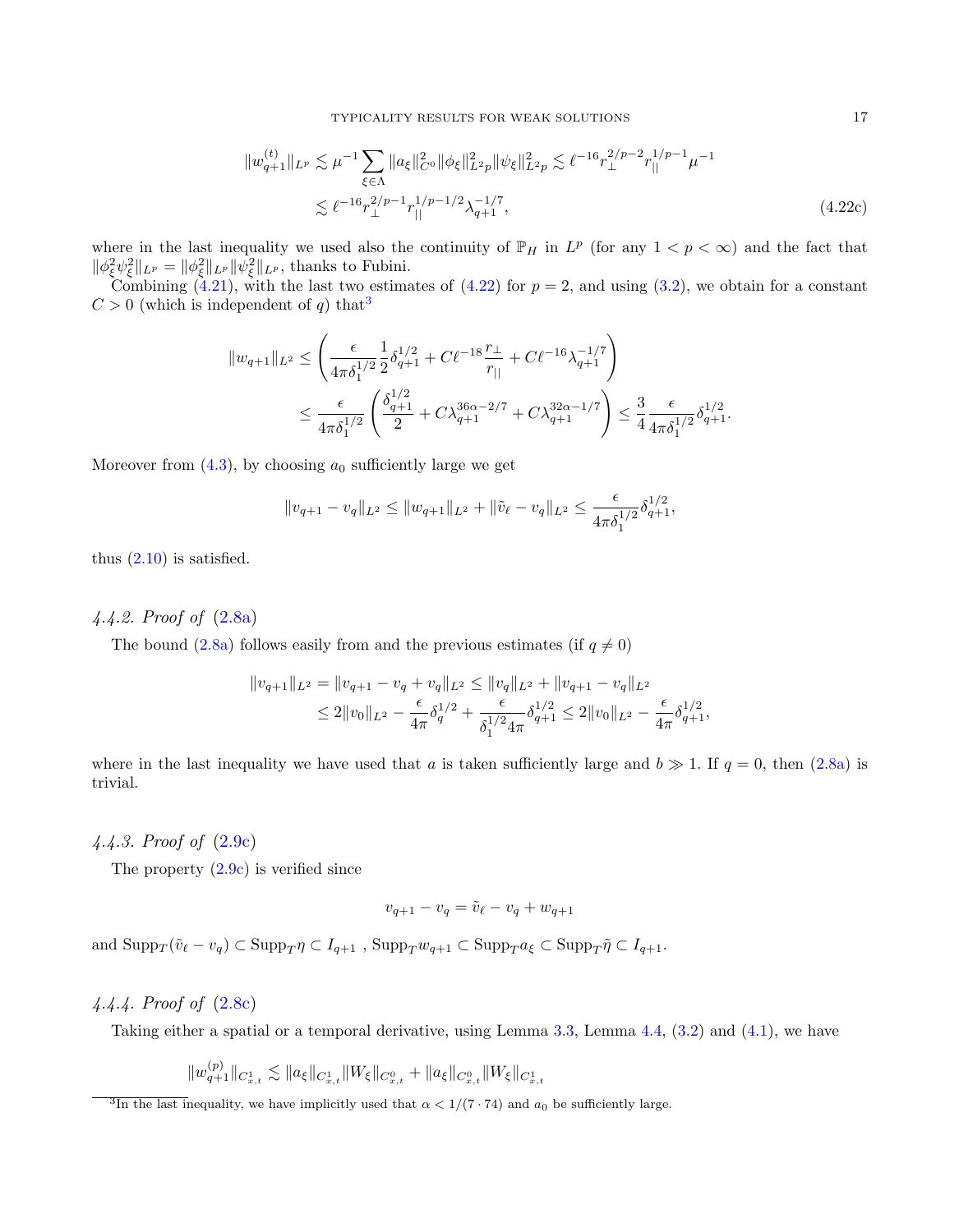$$
\begin{aligned}
\|w^{(t)}_{q+1}\|_{L^p} &\lesssim \mu^{-1} \sum_{\xi \in \Lambda} \|a_\xi\|^2_{C^0} \|\phi_\xi\|^2_{L^{2p}} \|\psi_\xi\|^2_{L^{2p}} \lesssim \ell^{-16} r_\perp^{2/p-2} r_{||}^{1/p-1} \mu^{-1} \\
&\lesssim \ell^{-16} r_\perp^{2/p-1} r_{||}^{1/p-1/2} \lambda_{q+1}^{-1/7},
\end{aligned} \tag{4.22c}
$$

where in the last inequality we used also the continuity of $\mathbb{P}_H$ in $L^p$ (for any $1 < p < \infty$) and the fact that $\|\phi^2_\xi \psi^2_\xi\|_{L^p} = \|\phi^2_\xi\|_{L^p} \|\psi^2_\xi\|_{L^p}$, thanks to Fubini.

Combining (4.21), with the last two estimates of (4.22) for $p = 2$, and using (3.2), we obtain for a constant $C > 0$ (which is independent of $q$) that[3]

$$
\begin{aligned}
\|w_{q+1}\|_{L^2} &\leq \left( \frac{\epsilon}{4\pi \delta_1^{1/2}} \frac{1}{2} \delta_{q+1}^{1/2} + C\ell^{-18} \frac{r_\perp}{r_{||}} + C\ell^{-16} \lambda_{q+1}^{-1/7} \right) \\
&\leq \frac{\epsilon}{4\pi \delta_1^{1/2}} \left( \frac{\delta_{q+1}^{1/2}}{2} + C\lambda_{q+1}^{36\alpha - 2/7} + C\lambda_{q+1}^{32\alpha - 1/7} \right) \leq \frac{3}{4} \frac{\epsilon}{4\pi \delta_1^{1/2}} \delta_{q+1}^{1/2}.
\end{aligned}
$$

Moreover from (4.3), by choosing $a_0$ sufficiently large we get

$$
\|v_{q+1} - v_q\|_{L^2} \leq \|w_{q+1}\|_{L^2} + \|\tilde{v}_\ell - v_q\|_{L^2} \leq \frac{\epsilon}{4\pi \delta_1^{1/2}} \delta_{q+1}^{1/2},
$$

thus (2.10) is satisfied.

### *4.4.2. Proof of* (2.8a)

The bound (2.8a) follows easily from and the previous estimates (if $q \neq 0$)

$$
\begin{aligned}
\|v_{q+1}\|_{L^2} &= \|v_{q+1} - v_q + v_q\|_{L^2} \leq \|v_q\|_{L^2} + \|v_{q+1} - v_q\|_{L^2} \\
&\leq 2\|v_0\|_{L^2} - \frac{\epsilon}{4\pi} \delta_q^{1/2} + \frac{\epsilon}{\delta_1^{1/2} 4\pi} \delta_{q+1}^{1/2} \leq 2\|v_0\|_{L^2} - \frac{\epsilon}{4\pi} \delta_{q+1}^{1/2},
\end{aligned}
$$

where in the last inequality we have used that $a$ is taken sufficiently large and $b \gg 1$. If $q = 0$, then (2.8a) is trivial.

### *4.4.3. Proof of* (2.9c)

The property (2.9c) is verified since

$$
v_{q+1} - v_q = \tilde{v}_\ell - v_q + w_{q+1}
$$

and $\mathrm{Supp}_T (\tilde{v}_\ell - v_q) \subset \mathrm{Supp}_T \eta \subset I_{q+1}$ , $\mathrm{Supp}_T w_{q+1} \subset \mathrm{Supp}_T a_\xi \subset \mathrm{Supp}_T \tilde{\eta} \subset I_{q+1}$.

### *4.4.4. Proof of* (2.8c)

Taking either a spatial or a temporal derivative, using Lemma 3.3, Lemma 4.4, (3.2) and (4.1), we have

$$
\|w^{(p)}_{q+1}\|_{C^1_{x,t}} \lesssim \|a_\xi\|_{C^1_{x,t}} \|W_\xi\|_{C^0_{x,t}} + \|a_\xi\|_{C^0_{x,t}} \|W_\xi\|_{C^1_{x,t}}
$$

[3] In the last inequality, we have implicitly used that $\alpha < 1/(7 \cdot 74)$ and $a_0$ be sufficiently large.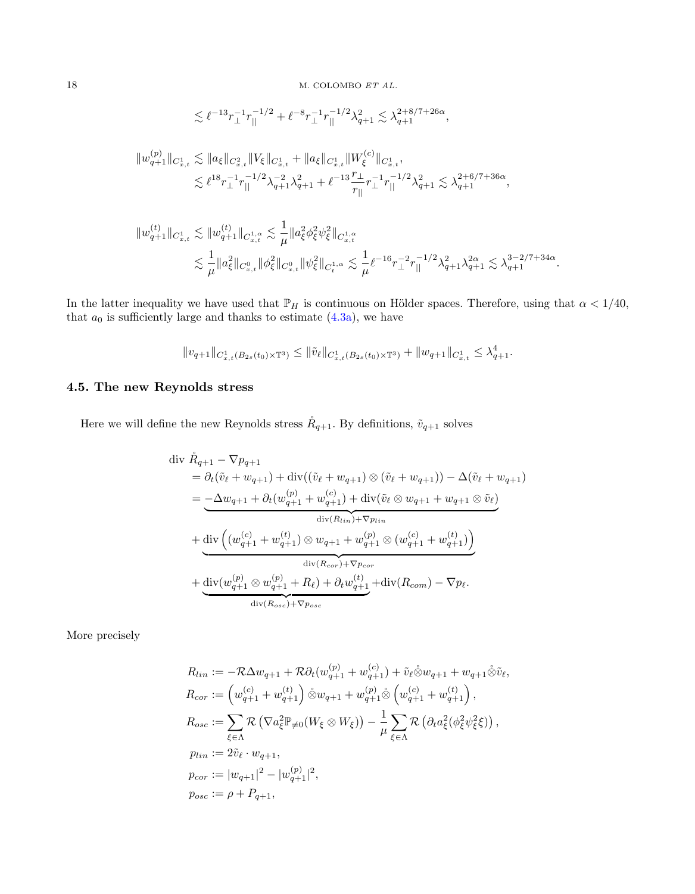$$\lesssim \ell^{-13} r_\perp^{-1} r_{||}^{-1/2} + \ell^{-8} r_\perp^{-1} r_{||}^{-1/2} \lambda_{q+1}^2 \lesssim \lambda_{q+1}^{2+8/7+26\alpha},$$

$$\begin{aligned}
\|w_{q+1}^{(p)}\|_{C^1_{x,t}} &\lesssim \|a_\xi\|_{C^2_{x,t}} \|V_\xi\|_{C^1_{x,t}} + \|a_\xi\|_{C^1_{x,t}} \|W_\xi^{(c)}\|_{C^1_{x,t}}, \\
&\lesssim \ell^{18} r_\perp^{-1} r_{||}^{-1/2} \lambda_{q+1}^{-2} \lambda_{q+1}^2 + \ell^{-13} \frac{r_\perp}{r_{||}} r_\perp^{-1} r_{||}^{-1/2} \lambda_{q+1}^2 \lesssim \lambda_{q+1}^{2+6/7+36\alpha},
\end{aligned}$$

$$\begin{aligned}
\|w_{q+1}^{(t)}\|_{C^1_{x,t}} &\lesssim \|w_{q+1}^{(t)}\|_{C^{1,\alpha}_{x,t}} \lesssim \frac{1}{\mu} \|a_\xi^2 \phi_\xi^2 \psi_\xi^2\|_{C^{1,\alpha}_{x,t}} \\
&\lesssim \frac{1}{\mu} \|a_\xi^2\|_{C^0_{x,t}} \|\phi_\xi^2\|_{C^0_{x,t}} \|\psi_\xi^2\|_{C^{1,\alpha}_t} \lesssim \frac{1}{\mu} \ell^{-16} r_\perp^{-2} r_{||}^{-1/2} \lambda_{q+1}^2 \lambda_{q+1}^{2\alpha} \lesssim \lambda_{q+1}^{3-2/7+34\alpha}.
\end{aligned}$$

In the latter inequality we have used that $\mathbb{P}_H$ is continuous on Hölder spaces. Therefore, using that $\alpha < 1/40$, that $a_0$ is sufficiently large and thanks to estimate (4.3a), we have

$$\|v_{q+1}\|_{C^1_{x,t}(B_{2s}(t_0)\times\mathbb{T}^3)} \leq \|\tilde{v}_\ell\|_{C^1_{x,t}(B_{2s}(t_0)\times\mathbb{T}^3)} + \|w_{q+1}\|_{C^1_{x,t}} \leq \lambda_{q+1}^4.$$

### 4.5. The new Reynolds stress

Here we will define the new Reynolds stress $\mathring{R}_{q+1}$. By definitions, $\tilde{v}_{q+1}$ solves

$$\begin{aligned}
&\operatorname{div} \mathring{R}_{q+1} - \nabla p_{q+1} \\
&\quad = \partial_t(\tilde{v}_\ell + w_{q+1}) + \operatorname{div}((\tilde{v}_\ell + w_{q+1}) \otimes (\tilde{v}_\ell + w_{q+1})) - \Delta(\tilde{v}_\ell + w_{q+1}) \\
&\quad = \underbrace{-\Delta w_{q+1} + \partial_t(w_{q+1}^{(p)} + w_{q+1}^{(c)}) + \operatorname{div}(\tilde{v}_\ell \otimes w_{q+1} + w_{q+1} \otimes \tilde{v}_\ell)}_{\operatorname{div}(R_{lin}) + \nabla p_{lin}} \\
&\quad + \underbrace{\operatorname{div}\left((w_{q+1}^{(c)} + w_{q+1}^{(t)}) \otimes w_{q+1} + w_{q+1}^{(p)} \otimes (w_{q+1}^{(c)} + w_{q+1}^{(t)})\right)}_{\operatorname{div}(R_{cor}) + \nabla p_{cor}} \\
&\quad + \underbrace{\operatorname{div}(w_{q+1}^{(p)} \otimes w_{q+1}^{(p)} + R_\ell) + \partial_t w_{q+1}^{(t)}}_{\operatorname{div}(R_{osc}) + \nabla p_{osc}} + \operatorname{div}(R_{com}) - \nabla p_\ell.
\end{aligned}$$

More precisely

$$\begin{aligned}
R_{lin} &:= -\mathcal{R}\Delta w_{q+1} + \mathcal{R}\partial_t(w_{q+1}^{(p)} + w_{q+1}^{(c)}) + \tilde{v}_\ell \mathring{\otimes} w_{q+1} + w_{q+1} \mathring{\otimes} \tilde{v}_\ell, \\
R_{cor} &:= \left(w_{q+1}^{(c)} + w_{q+1}^{(t)}\right) \mathring{\otimes} w_{q+1} + w_{q+1}^{(p)} \mathring{\otimes} \left(w_{q+1}^{(c)} + w_{q+1}^{(t)}\right), \\
R_{osc} &:= \sum_{\xi\in\Lambda} \mathcal{R}\left(\nabla a_\xi^2 \mathbb{P}_{\neq 0}(W_\xi \otimes W_\xi)\right) - \frac{1}{\mu} \sum_{\xi\in\Lambda} \mathcal{R}\left(\partial_t a_\xi^2 (\phi_\xi^2 \psi_\xi^2 \xi)\right), \\
p_{lin} &:= 2\tilde{v}_\ell \cdot w_{q+1}, \\
p_{cor} &:= |w_{q+1}|^2 - |w_{q+1}^{(p)}|^2, \\
p_{osc} &:= \rho + P_{q+1},
\end{aligned}$$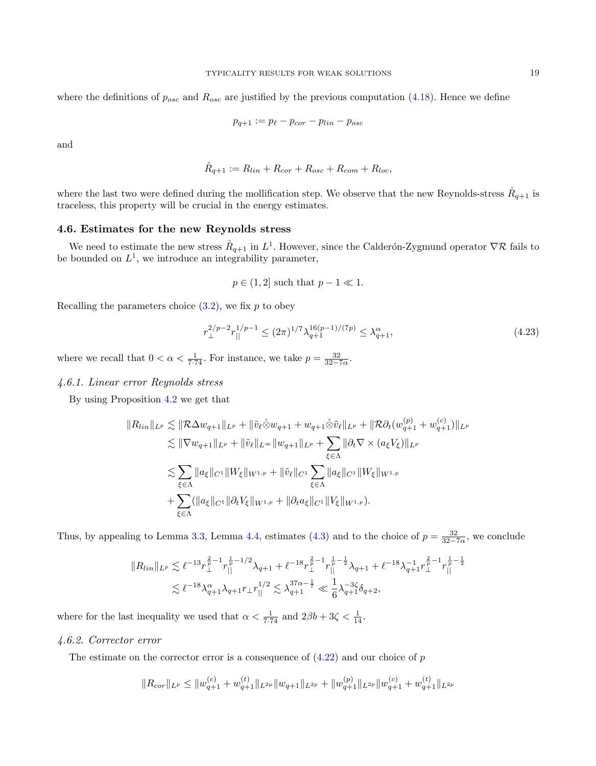where the definitions of $p_{osc}$ and $R_{osc}$ are justified by the previous computation (4.18). Hence we define

$$p_{q+1} := p_\ell - p_{cor} - p_{lin} - p_{osc}$$

and

$$\mathring{R}_{q+1} := R_{lin} + R_{cor} + R_{osc} + R_{com} + R_{loc},$$

where the last two were defined during the mollification step. We observe that the new Reynolds-stress $\mathring{R}_{q+1}$ is traceless, this property will be crucial in the energy estimates.

### 4.6. Estimates for the new Reynolds stress

We need to estimate the new stress $\mathring{R}_{q+1}$ in $L^1$. However, since the Calderón-Zygmund operator $\nabla \mathcal{R}$ fails to be bounded on $L^1$, we introduce an integrability parameter,

$$p \in (1, 2] \text{ such that } p - 1 \ll 1.$$

Recalling the parameters choice (3.2), we fix $p$ to obey

$$r_\perp^{2/p-2} r_{||}^{1/p-1} \leq (2\pi)^{1/7} \lambda_{q+1}^{16(p-1)/(7p)} \leq \lambda_{q+1}^{\alpha}, \tag{4.23}$$

where we recall that $0 < \alpha < \frac{1}{7 \cdot 74}$. For instance, we take $p = \frac{32}{32 - 7\alpha}$.

*4.6.1. Linear error Reynolds stress*

By using Proposition 4.2 we get that

$$\begin{aligned}
\|R_{lin}\|_{L^p} &\lesssim \|\mathcal{R}\Delta w_{q+1}\|_{L^p} + \|\tilde{v}_\ell \mathring{\otimes} w_{q+1} + w_{q+1} \mathring{\otimes} \tilde{v}_\ell\|_{L^p} + \|\mathcal{R}\partial_t (w_{q+1}^{(p)} + w_{q+1}^{(c)})\|_{L^p} \\
&\lesssim \|\nabla w_{q+1}\|_{L^p} + \|\tilde{v}_\ell\|_{L^\infty} \|w_{q+1}\|_{L^p} + \sum_{\xi \in \Lambda} \|\partial_t \nabla \times (a_\xi V_\xi)\|_{L^p} \\
&\lesssim \sum_{\xi \in \Lambda} \|a_\xi\|_{C^1} \|W_\xi\|_{W^{1,p}} + \|\tilde{v}_\ell\|_{C^1} \sum_{\xi \in \Lambda} \|a_\xi\|_{C^1} \|W_\xi\|_{W^{1,p}} \\
&\quad + \sum_{\xi \in \Lambda} (\|a_\xi\|_{C^1} \|\partial_t V_\xi\|_{W^{1,p}} + \|\partial_t a_\xi\|_{C^1} \|V_\xi\|_{W^{1,p}}).
\end{aligned}$$

Thus, by appealing to Lemma 3.3, Lemma 4.4, estimates (4.3) and to the choice of $p = \frac{32}{32 - 7\alpha}$, we conclude

$$\begin{aligned}
\|R_{lin}\|_{L^p} &\lesssim \ell^{-13} r_\perp^{\frac{2}{p}-1} r_{||}^{\frac{1}{p}-1/2} \lambda_{q+1} + \ell^{-18} r_\perp^{\frac{2}{p}-1} r_{||}^{\frac{1}{p}-\frac{1}{2}} \lambda_{q+1} + \ell^{-18} \lambda_{q+1}^{-1} r_\perp^{\frac{2}{p}-1} r_{||}^{\frac{1}{p}-\frac{1}{2}} \\
&\lesssim \ell^{-18} \lambda_{q+1}^{\alpha} \lambda_{q+1} r_\perp r_{||}^{1/2} \lesssim \lambda_{q+1}^{37\alpha - \frac{1}{7}} \ll \frac{1}{6} \lambda_{q+1}^{-3\zeta} \delta_{q+2},
\end{aligned}$$

where for the last inequality we used that $\alpha < \frac{1}{7 \cdot 74}$ and $2\beta b + 3\zeta < \frac{1}{14}$.

*4.6.2. Corrector error*

The estimate on the corrector error is a consequence of (4.22) and our choice of $p$

$$\|R_{cor}\|_{L^p} \leq \|w_{q+1}^{(c)} + w_{q+1}^{(t)}\|_{L^{2p}} \|w_{q+1}\|_{L^{2p}} + \|w_{q+1}^{(p)}\|_{L^{2p}} \|w_{q+1}^{(c)} + w_{q+1}^{(t)}\|_{L^{2p}}$$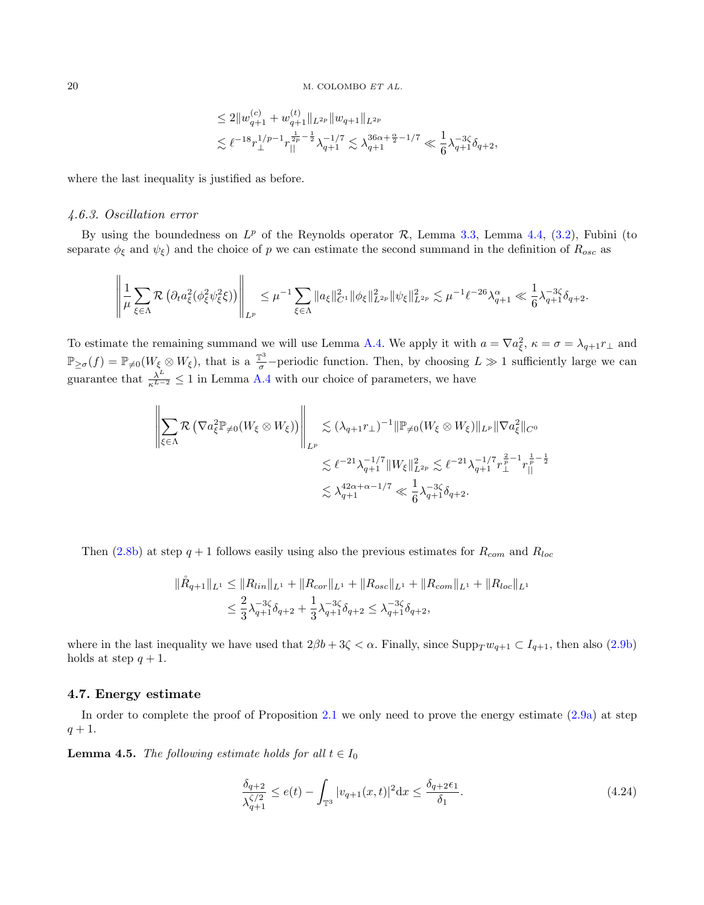$$
\begin{aligned}
&\leq 2\|w_{q+1}^{(c)} + w_{q+1}^{(t)}\|_{L^{2p}} \|w_{q+1}\|_{L^{2p}} \\
&\lesssim \ell^{-18} r_\perp^{1/p-1} r_{||}^{\frac{1}{2p}-\frac{1}{2}} \lambda_{q+1}^{-1/7} \lesssim \lambda_{q+1}^{36\alpha+\frac{\alpha}{2}-1/7} \ll \frac{1}{6}\lambda_{q+1}^{-3\zeta}\delta_{q+2},
\end{aligned}
$$

where the last inequality is justified as before.

#### 4.6.3. Oscillation error

By using the boundedness on $L^p$ of the Reynolds operator $\mathcal{R}$, Lemma 3.3, Lemma 4.4, (3.2), Fubini (to separate $\phi_\xi$ and $\psi_\xi$) and the choice of $p$ we can estimate the second summand in the definition of $R_{osc}$ as

$$
\left\| \frac{1}{\mu} \sum_{\xi \in \Lambda} \mathcal{R}\left(\partial_t a_\xi^2 (\phi_\xi^2 \psi_\xi^2 \xi)\right) \right\|_{L^p} \leq \mu^{-1} \sum_{\xi\in\Lambda} \|a_\xi\|_{C^1}^2 \|\phi_\xi\|_{L^{2p}}^2 \|\psi_\xi\|_{L^{2p}}^2 \lesssim \mu^{-1}\ell^{-26}\lambda_{q+1}^{\alpha} \ll \frac{1}{6}\lambda_{q+1}^{-3\zeta}\delta_{q+2}.
$$

To estimate the remaining summand we will use Lemma A.4. We apply it with $a = \nabla a_\xi^2$, $\kappa = \sigma = \lambda_{q+1} r_\perp$ and $\mathbb{P}_{\geq \sigma}(f) = \mathbb{P}_{\neq 0}(W_\xi \otimes W_\xi)$, that is a $\frac{\mathbb{T}^3}{\sigma}$−periodic function. Then, by choosing $L \gg 1$ sufficiently large we can guarantee that $\frac{\lambda^L}{\kappa^{L-2}} \leq 1$ in Lemma A.4 with our choice of parameters, we have

$$
\begin{aligned}
\left\| \sum_{\xi\in\Lambda} \mathcal{R}\left(\nabla a_\xi^2 \mathbb{P}_{\neq 0}(W_\xi \otimes W_\xi)\right) \right\|_{L^p} &\lesssim (\lambda_{q+1} r_\perp)^{-1} \|\mathbb{P}_{\neq 0}(W_\xi \otimes W_\xi)\|_{L^p} \|\nabla a_\xi^2\|_{C^0} \\
&\lesssim \ell^{-21}\lambda_{q+1}^{-1/7}\|W_\xi\|_{L^{2p}}^2 \lesssim \ell^{-21}\lambda_{q+1}^{-1/7} r_\perp^{\frac{2}{p}-1} r_{||}^{\frac{1}{p}-\frac{1}{2}} \\
&\lesssim \lambda_{q+1}^{42\alpha+\alpha-1/7} \ll \frac{1}{6}\lambda_{q+1}^{-3\zeta}\delta_{q+2}.
\end{aligned}
$$

Then (2.8b) at step $q+1$ follows easily using also the previous estimates for $R_{com}$ and $R_{loc}$

$$
\begin{aligned}
\|\mathring{R}_{q+1}\|_{L^1} &\leq \|R_{lin}\|_{L^1} + \|R_{cor}\|_{L^1} + \|R_{osc}\|_{L^1} + \|R_{com}\|_{L^1} + \|R_{loc}\|_{L^1} \\
&\leq \frac{2}{3}\lambda_{q+1}^{-3\zeta}\delta_{q+2} + \frac{1}{3}\lambda_{q+1}^{-3\zeta}\delta_{q+2} \leq \lambda_{q+1}^{-3\zeta}\delta_{q+2},
\end{aligned}
$$

where in the last inequality we have used that $2\beta b + 3\zeta < \alpha$. Finally, since $\mathrm{Supp}_T w_{q+1} \subset I_{q+1}$, then also (2.9b) holds at step $q+1$.

### 4.7. Energy estimate

In order to complete the proof of Proposition 2.1 we only need to prove the energy estimate (2.9a) at step $q+1$.

**Lemma 4.5.** *The following estimate holds for all $t \in I_0$*

$$
\frac{\delta_{q+2}}{\lambda_{q+1}^{\zeta/2}} \leq e(t) - \int_{\mathbb{T}^3} |v_{q+1}(x,t)|^2 \mathrm{d}x \leq \frac{\delta_{q+2}\epsilon_1}{\delta_1}. \tag{4.24}
$$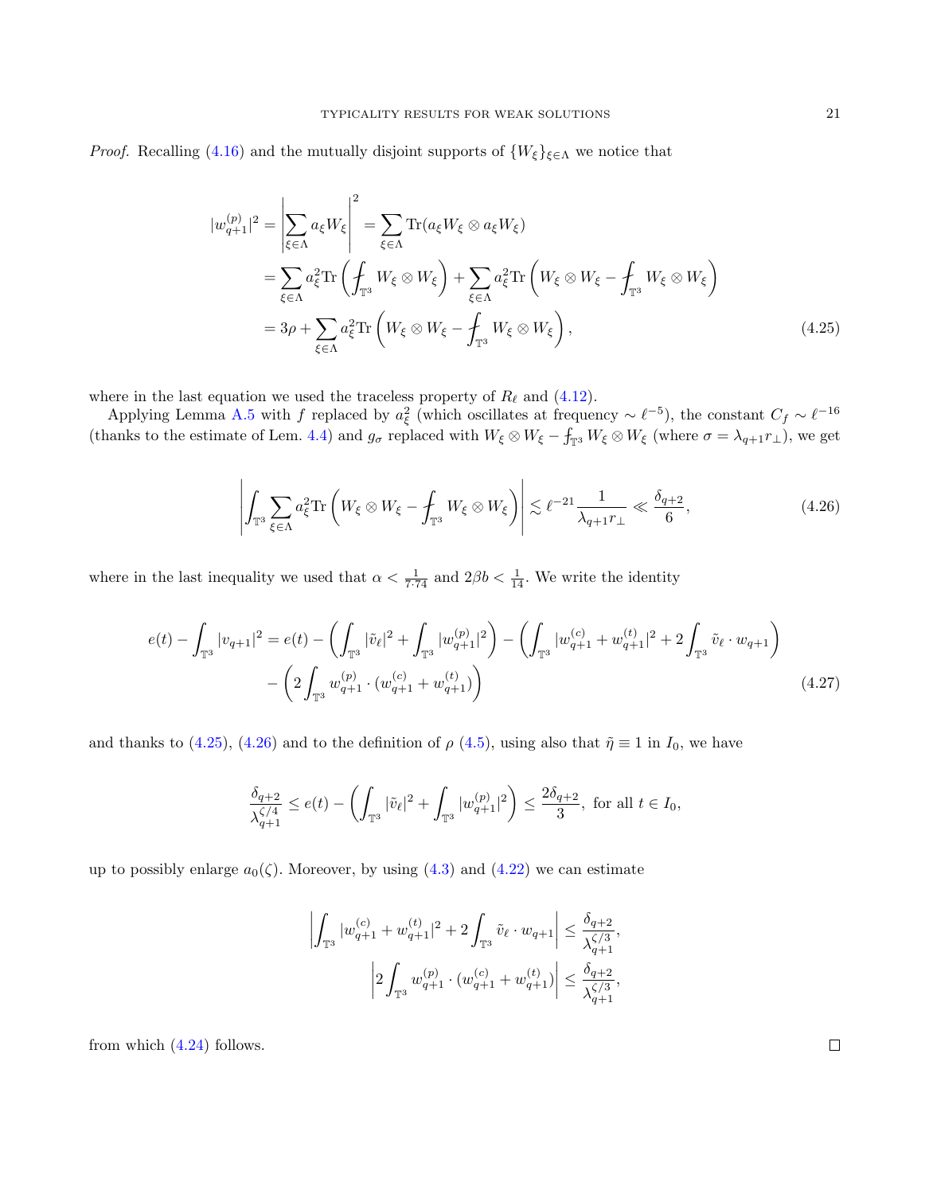*Proof.* Recalling (4.16) and the mutually disjoint supports of $\{W_\xi\}_{\xi\in\Lambda}$ we notice that

$$
\begin{aligned}
|w_{q+1}^{(p)}|^2 &= \left|\sum_{\xi\in\Lambda} a_\xi W_\xi\right|^2 = \sum_{\xi\in\Lambda} \mathrm{Tr}(a_\xi W_\xi \otimes a_\xi W_\xi) \\
&= \sum_{\xi\in\Lambda} a_\xi^2 \mathrm{Tr}\left(\fint_{\mathbb{T}^3} W_\xi\otimes W_\xi\right) + \sum_{\xi\in\Lambda} a_\xi^2 \mathrm{Tr}\left(W_\xi\otimes W_\xi - \fint_{\mathbb{T}^3} W_\xi\otimes W_\xi\right) \\
&= 3\rho + \sum_{\xi\in\Lambda} a_\xi^2 \mathrm{Tr}\left(W_\xi\otimes W_\xi - \fint_{\mathbb{T}^3} W_\xi\otimes W_\xi\right),
\end{aligned}
\tag{4.25}
$$

where in the last equation we used the traceless property of $R_\ell$ and (4.12).

Applying Lemma A.5 with $f$ replaced by $a_\xi^2$ (which oscillates at frequency $\sim \ell^{-5}$), the constant $C_f \sim \ell^{-16}$ (thanks to the estimate of Lem. 4.4) and $g_\sigma$ replaced with $W_\xi\otimes W_\xi - \fint_{\mathbb{T}^3} W_\xi\otimes W_\xi$ (where $\sigma = \lambda_{q+1} r_\perp$), we get

$$
\left|\int_{\mathbb{T}^3} \sum_{\xi\in\Lambda} a_\xi^2 \mathrm{Tr}\left(W_\xi\otimes W_\xi - \fint_{\mathbb{T}^3} W_\xi\otimes W_\xi\right)\right| \lesssim \ell^{-21}\frac{1}{\lambda_{q+1} r_\perp} \ll \frac{\delta_{q+2}}{6},
\tag{4.26}
$$

where in the last inequality we used that $\alpha < \frac{1}{7\cdot 74}$ and $2\beta b < \frac{1}{14}$. We write the identity

$$
\begin{aligned}
e(t) - \int_{\mathbb{T}^3} |v_{q+1}|^2 = e(t) &- \left(\int_{\mathbb{T}^3} |\tilde v_\ell|^2 + \int_{\mathbb{T}^3} |w_{q+1}^{(p)}|^2\right) - \left(\int_{\mathbb{T}^3} |w_{q+1}^{(c)} + w_{q+1}^{(t)}|^2 + 2\int_{\mathbb{T}^3} \tilde v_\ell \cdot w_{q+1}\right) \\
&- \left(2\int_{\mathbb{T}^3} w_{q+1}^{(p)} \cdot (w_{q+1}^{(c)} + w_{q+1}^{(t)})\right)
\end{aligned}
\tag{4.27}
$$

and thanks to (4.25), (4.26) and to the definition of $\rho$ (4.5), using also that $\tilde\eta \equiv 1$ in $I_0$, we have

$$
\frac{\delta_{q+2}}{\lambda_{q+1}^{\zeta/4}} \le e(t) - \left(\int_{\mathbb{T}^3} |\tilde v_\ell|^2 + \int_{\mathbb{T}^3} |w_{q+1}^{(p)}|^2\right) \le \frac{2\delta_{q+2}}{3}, \text{ for all } t\in I_0,
$$

up to possibly enlarge $a_0(\zeta)$. Moreover, by using (4.3) and (4.22) we can estimate

$$
\begin{aligned}
\left|\int_{\mathbb{T}^3} |w_{q+1}^{(c)} + w_{q+1}^{(t)}|^2 + 2\int_{\mathbb{T}^3} \tilde v_\ell \cdot w_{q+1}\right| &\le \frac{\delta_{q+2}}{\lambda_{q+1}^{\zeta/3}}, \\
\left|2\int_{\mathbb{T}^3} w_{q+1}^{(p)} \cdot (w_{q+1}^{(c)} + w_{q+1}^{(t)})\right| &\le \frac{\delta_{q+2}}{\lambda_{q+1}^{\zeta/3}},
\end{aligned}
$$

from which (4.24) follows. □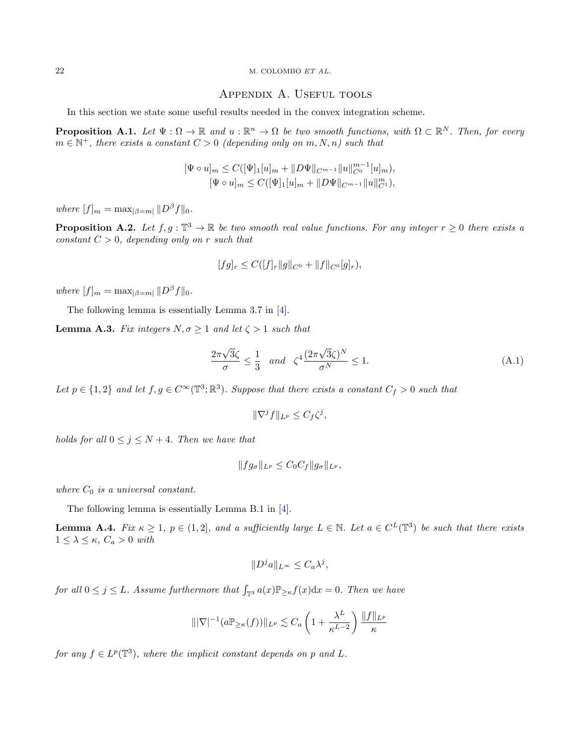## Appendix A. Useful tools

In this section we state some useful results needed in the convex integration scheme.

**Proposition A.1.** *Let $\Psi : \Omega \to \mathbb{R}$ and $u : \mathbb{R}^n \to \Omega$ be two smooth functions, with $\Omega \subset \mathbb{R}^N$. Then, for every $m \in \mathbb{N}^+$, there exists a constant $C > 0$ (depending only on $m, N, n$) such that*

$$
\begin{aligned}
[\Psi \circ u]_m &\leq C([\Psi]_1 [u]_m + \|D\Psi\|_{C^{m-1}} \|u\|_{C^0}^{m-1} [u]_m), \\
[\Psi \circ u]_m &\leq C([\Psi]_1 [u]_m + \|D\Psi\|_{C^{m-1}} \|u\|_{C^1}^{m}),
\end{aligned}
$$

*where $[f]_m = \max_{|\beta = m|} \|D^\beta f\|_0$.*

**Proposition A.2.** *Let $f, g : \mathbb{T}^3 \to \mathbb{R}$ be two smooth real value functions. For any integer $r \geq 0$ there exists a constant $C > 0$, depending only on $r$ such that*

$$
[fg]_r \leq C([f]_r \|g\|_{C^0} + \|f\|_{C^0} [g]_r),
$$

*where $[f]_m = \max_{|\beta = m|} \|D^\beta f\|_0$.*

The following lemma is essentially Lemma 3.7 in [4].

**Lemma A.3.** *Fix integers $N, \sigma \geq 1$ and let $\zeta > 1$ such that*

$$
\frac{2\pi\sqrt{3}\zeta}{\sigma} \leq \frac{1}{3} \quad \text{and} \quad \zeta^4 \frac{(2\pi\sqrt{3}\zeta)^N}{\sigma^N} \leq 1. \tag{A.1}
$$

*Let $p \in \{1, 2\}$ and let $f, g \in C^\infty(\mathbb{T}^3; \mathbb{R}^3)$. Suppose that there exists a constant $C_f > 0$ such that*

$$
\|\nabla^j f\|_{L^p} \leq C_f \zeta^j,
$$

*holds for all $0 \leq j \leq N + 4$. Then we have that*

$$
\|f g_\sigma\|_{L^p} \leq C_0 C_f \|g_\sigma\|_{L^p},
$$

*where $C_0$ is a universal constant.*

The following lemma is essentially Lemma B.1 in [4].

**Lemma A.4.** *Fix $\kappa \geq 1$, $p \in (1, 2]$, and a sufficiently large $L \in \mathbb{N}$. Let $a \in C^L(\mathbb{T}^3)$ be such that there exists $1 \leq \lambda \leq \kappa$, $C_a > 0$ with*

$$
\|D^j a\|_{L^\infty} \leq C_a \lambda^j,
$$

*for all $0 \leq j \leq L$. Assume furthermore that $\int_{\mathbb{T}^3} a(x) \mathbb{P}_{\geq \kappa} f(x) \mathrm{d}x = 0$. Then we have*

$$
\||\nabla|^{-1}(a \mathbb{P}_{\geq \kappa}(f))\|_{L^p} \lesssim C_a \left(1 + \frac{\lambda^L}{\kappa^{L-2}}\right) \frac{\|f\|_{L^p}}{\kappa}
$$

*for any $f \in L^p(\mathbb{T}^3)$, where the implicit constant depends on $p$ and $L$.*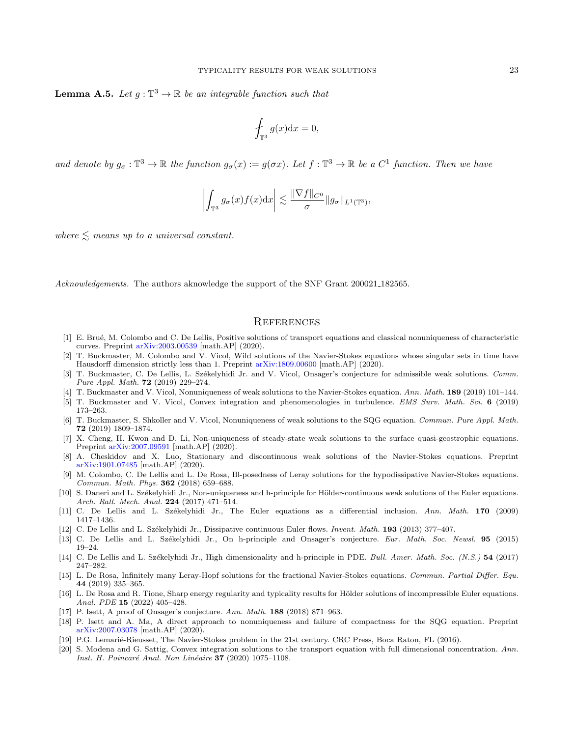**Lemma A.5.** *Let $g : \mathbb{T}^3 \to \mathbb{R}$ be an integrable function such that*

$$\fint_{\mathbb{T}^3} g(x)\mathrm{d}x = 0,$$

*and denote by $g_\sigma : \mathbb{T}^3 \to \mathbb{R}$ the function $g_\sigma(x) := g(\sigma x)$. Let $f : \mathbb{T}^3 \to \mathbb{R}$ be a $C^1$ function. Then we have*

$$\left| \int_{\mathbb{T}^3} g_\sigma(x) f(x) \mathrm{d}x \right| \lesssim \frac{\|\nabla f\|_{C^0}}{\sigma} \|g_\sigma\|_{L^1(\mathbb{T}^3)},$$

*where $\lesssim$ means up to a universal constant.*

*Acknowledgements.* The authors aknowledge the support of the SNF Grant 200021_182565.

## References

[1] E. Brué, M. Colombo and C. De Lellis, Positive solutions of transport equations and classical nonuniqueness of characteristic curves. Preprint arXiv:2003.00539 [math.AP] (2020).

[2] T. Buckmaster, M. Colombo and V. Vicol, Wild solutions of the Navier-Stokes equations whose singular sets in time have Hausdorff dimension strictly less than 1. Preprint arXiv:1809.00600 [math.AP] (2020).

[3] T. Buckmaster, C. De Lellis, L. Székelyhidi Jr. and V. Vicol, Onsager's conjecture for admissible weak solutions. *Comm. Pure Appl. Math.* **72** (2019) 229–274.

[4] T. Buckmaster and V. Vicol, Nonuniqueness of weak solutions to the Navier-Stokes equation. *Ann. Math.* **189** (2019) 101–144.

[5] T. Buckmaster and V. Vicol, Convex integration and phenomenologies in turbulence. *EMS Surv. Math. Sci.* **6** (2019) 173–263.

[6] T. Buckmaster, S. Shkoller and V. Vicol, Nonuniqueness of weak solutions to the SQG equation. *Commun. Pure Appl. Math.* **72** (2019) 1809–1874.

[7] X. Cheng, H. Kwon and D. Li, Non-uniqueness of steady-state weak solutions to the surface quasi-geostrophic equations. Preprint arXiv:2007.09591 [math.AP] (2020).

[8] A. Cheskidov and X. Luo, Stationary and discontinuous weak solutions of the Navier-Stokes equations. Preprint arXiv:1901.07485 [math.AP] (2020).

[9] M. Colombo, C. De Lellis and L. De Rosa, Ill-posedness of Leray solutions for the hypodissipative Navier-Stokes equations. *Commun. Math. Phys.* **362** (2018) 659–688.

[10] S. Daneri and L. Székelyhidi Jr., Non-uniqueness and h-principle for Hölder-continuous weak solutions of the Euler equations. *Arch. Ratl. Mech. Anal.* **224** (2017) 471–514.

[11] C. De Lellis and L. Székelyhidi Jr., The Euler equations as a differential inclusion. *Ann. Math.* **170** (2009) 1417–1436.

[12] C. De Lellis and L. Székelyhidi Jr., Dissipative continuous Euler flows. *Invent. Math.* **193** (2013) 377–407.

[13] C. De Lellis and L. Székelyhidi Jr., On h-principle and Onsager's conjecture. *Eur. Math. Soc. Newsl.* **95** (2015) 19–24.

[14] C. De Lellis and L. Székelyhidi Jr., High dimensionality and h-principle in PDE. *Bull. Amer. Math. Soc. (N.S.)* **54** (2017) 247–282.

[15] L. De Rosa, Infinitely many Leray-Hopf solutions for the fractional Navier-Stokes equations. *Commun. Partial Differ. Equ.* **44** (2019) 335–365.

[16] L. De Rosa and R. Tione, Sharp energy regularity and typicality results for Hölder solutions of incompressible Euler equations. *Anal. PDE* **15** (2022) 405–428.

[17] P. Isett, A proof of Onsager's conjecture. *Ann. Math.* **188** (2018) 871–963.

[18] P. Isett and A. Ma, A direct approach to nonuniqueness and failure of compactness for the SQG equation. Preprint arXiv:2007.03078 [math.AP] (2020).

[19] P.G. Lemarié-Rieusset, The Navier-Stokes problem in the 21st century. CRC Press, Boca Raton, FL (2016).

[20] S. Modena and G. Sattig, Convex integration solutions to the transport equation with full dimensional concentration. *Ann. Inst. H. Poincaré Anal. Non Linéaire* **37** (2020) 1075–1108.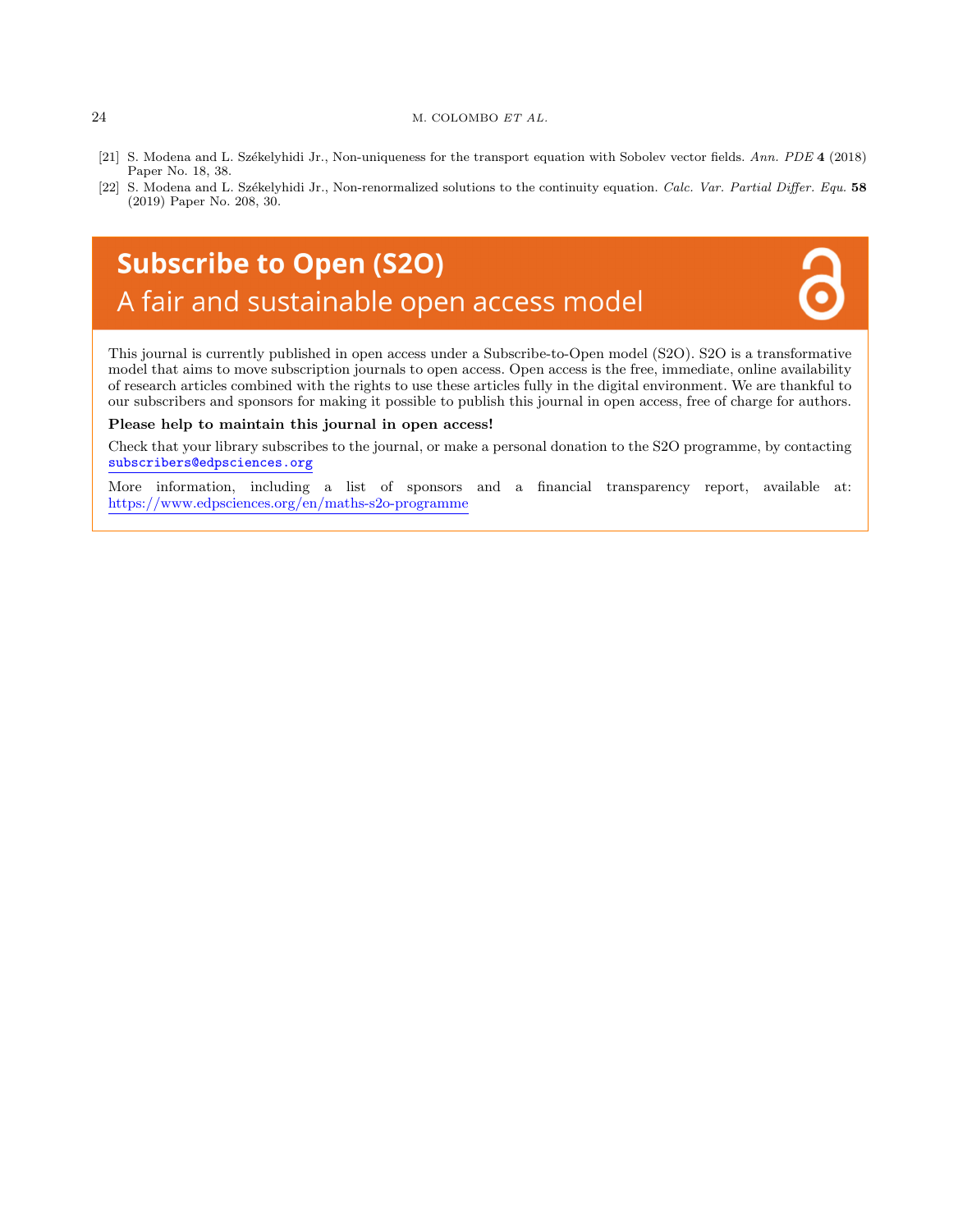[21] S. Modena and L. Székelyhidi Jr., Non-uniqueness for the transport equation with Sobolev vector fields. *Ann. PDE* **4** (2018) Paper No. 18, 38.

[22] S. Modena and L. Székelyhidi Jr., Non-renormalized solutions to the continuity equation. *Calc. Var. Partial Differ. Equ.* **58** (2019) Paper No. 208, 30.

# Subscribe to Open (S2O)

## A fair and sustainable open access model

This journal is currently published in open access under a Subscribe-to-Open model (S2O). S2O is a transformative model that aims to move subscription journals to open access. Open access is the free, immediate, online availability of research articles combined with the rights to use these articles fully in the digital environment. We are thankful to our subscribers and sponsors for making it possible to publish this journal in open access, free of charge for authors.

**Please help to maintain this journal in open access!**

Check that your library subscribes to the journal, or make a personal donation to the S2O programme, by contacting subscribers@edpsciences.org

More information, including a list of sponsors and a financial transparency report, available at: https://www.edpsciences.org/en/maths-s2o-programme